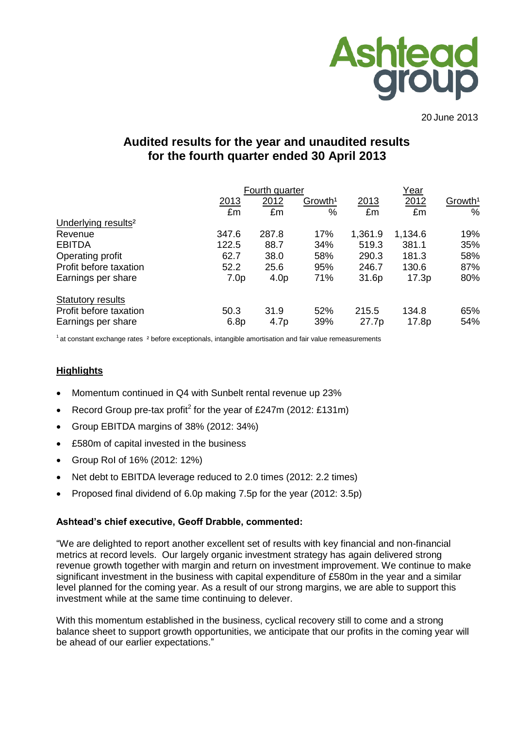Ashtead group

20 June 2013

# Audited results for the year and unaudited results for the fourth quarter ended 30 April 2013

| | Fourth quarter | | | Year | | |
|---|---|---|---|---|---|---|
| | 2013 | 2012 | Growth[1] | 2013 | 2012 | Growth[1] |
| | £m | £m | % | £m | £m | % |
| Underlying results[2] | | | | | | |
| Revenue | 347.6 | 287.8 | 17% | 1,361.9 | 1,134.6 | 19% |
| EBITDA | 122.5 | 88.7 | 34% | 519.3 | 381.1 | 35% |
| Operating profit | 62.7 | 38.0 | 58% | 290.3 | 181.3 | 58% |
| Profit before taxation | 52.2 | 25.6 | 95% | 246.7 | 130.6 | 87% |
| Earnings per share | 7.0p | 4.0p | 71% | 31.6p | 17.3p | 80% |
| Statutory results | | | | | | |
| Profit before taxation | 50.3 | 31.9 | 52% | 215.5 | 134.8 | 65% |
| Earnings per share | 6.8p | 4.7p | 39% | 27.7p | 17.8p | 54% |

[1] at constant exchange rates [2] before exceptionals, intangible amortisation and fair value remeasurements

## Highlights

- Momentum continued in Q4 with Sunbelt rental revenue up 23%
- Record Group pre-tax profit[2] for the year of £247m (2012: £131m)
- Group EBITDA margins of 38% (2012: 34%)
- £580m of capital invested in the business
- Group RoI of 16% (2012: 12%)
- Net debt to EBITDA leverage reduced to 2.0 times (2012: 2.2 times)
- Proposed final dividend of 6.0p making 7.5p for the year (2012: 3.5p)

**Ashtead's chief executive, Geoff Drabble, commented:**

"We are delighted to report another excellent set of results with key financial and non-financial metrics at record levels. Our largely organic investment strategy has again delivered strong revenue growth together with margin and return on investment improvement. We continue to make significant investment in the business with capital expenditure of £580m in the year and a similar level planned for the coming year. As a result of our strong margins, we are able to support this investment while at the same time continuing to delever.

With this momentum established in the business, cyclical recovery still to come and a strong balance sheet to support growth opportunities, we anticipate that our profits in the coming year will be ahead of our earlier expectations."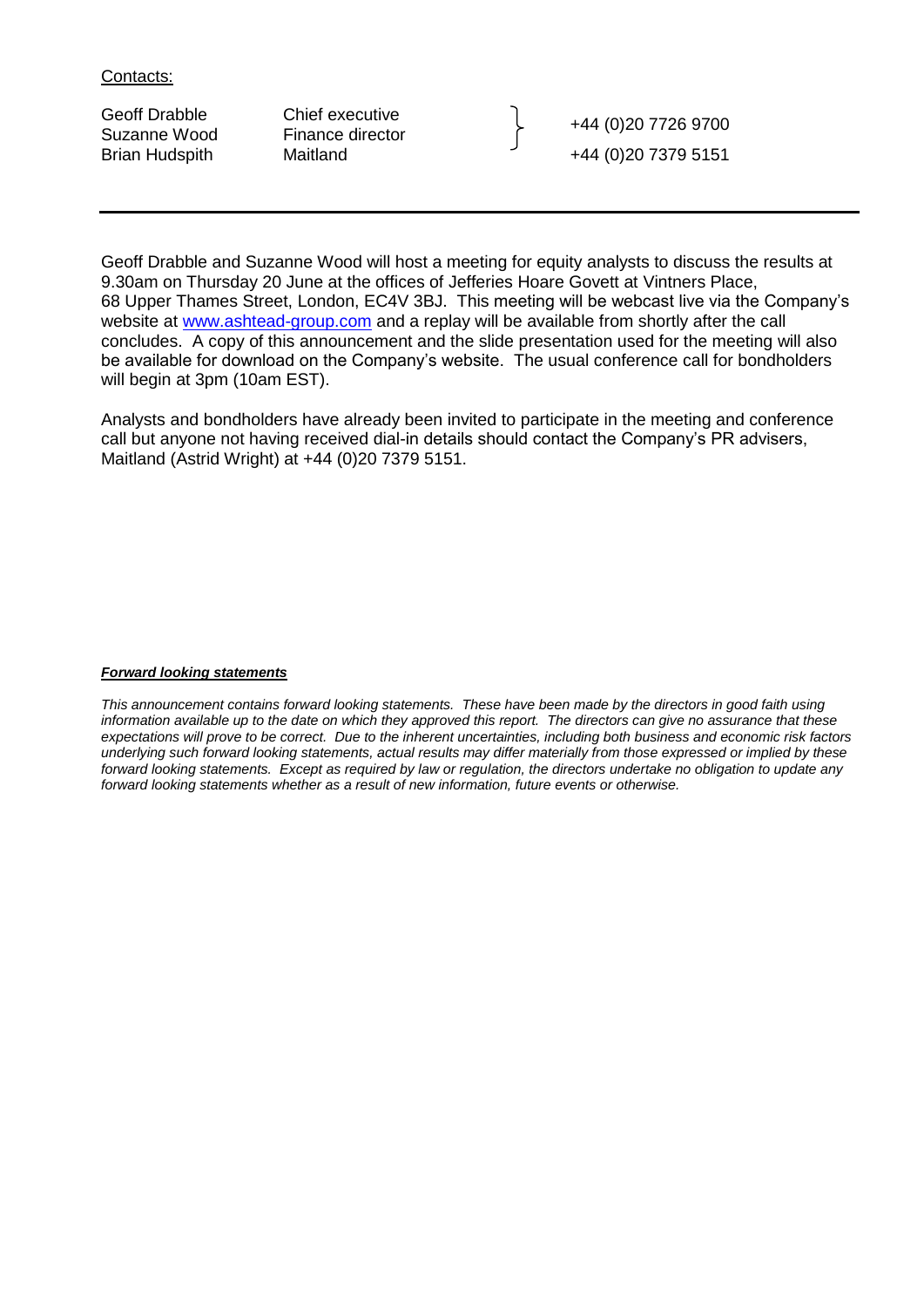Contacts:

| | | |
|---|---|---|
| Geoff Drabble | Chief executive | +44 (0)20 7726 9700 |
| Suzanne Wood | Finance director | |
| Brian Hudspith | Maitland | +44 (0)20 7379 5151 |

---

Geoff Drabble and Suzanne Wood will host a meeting for equity analysts to discuss the results at 9.30am on Thursday 20 June at the offices of Jefferies Hoare Govett at Vintners Place, 68 Upper Thames Street, London, EC4V 3BJ. This meeting will be webcast live via the Company's website at [www.ashtead-group.com](http://www.ashtead-group.com) and a replay will be available from shortly after the call concludes. A copy of this announcement and the slide presentation used for the meeting will also be available for download on the Company's website. The usual conference call for bondholders will begin at 3pm (10am EST).

Analysts and bondholders have already been invited to participate in the meeting and conference call but anyone not having received dial-in details should contact the Company's PR advisers, Maitland (Astrid Wright) at +44 (0)20 7379 5151.

***Forward looking statements***

*This announcement contains forward looking statements. These have been made by the directors in good faith using information available up to the date on which they approved this report. The directors can give no assurance that these expectations will prove to be correct. Due to the inherent uncertainties, including both business and economic risk factors underlying such forward looking statements, actual results may differ materially from those expressed or implied by these forward looking statements. Except as required by law or regulation, the directors undertake no obligation to update any forward looking statements whether as a result of new information, future events or otherwise.*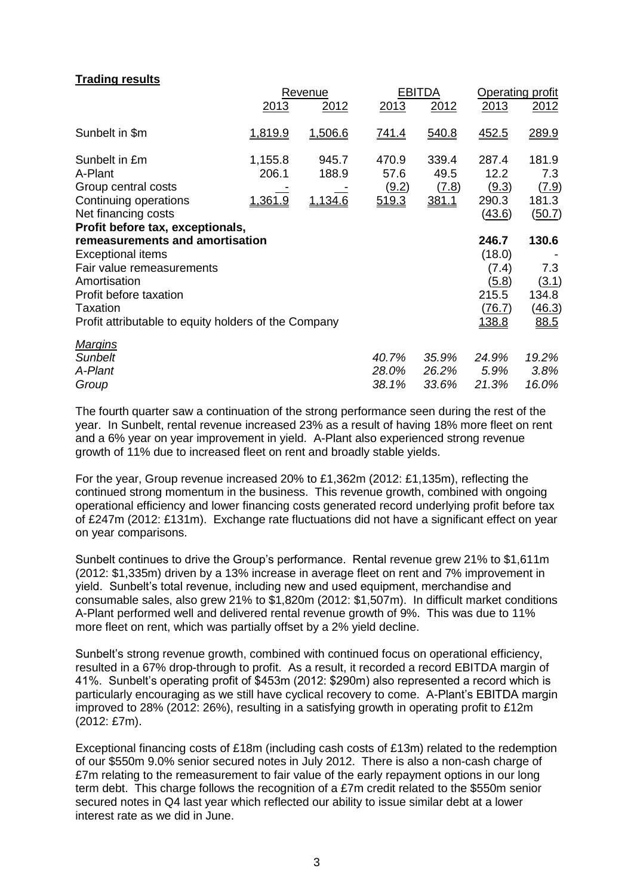**Trading results**

| | Revenue | | EBITDA | | Operating profit | |
|---|---|---|---|---|---|---|
| | 2013 | 2012 | 2013 | 2012 | 2013 | 2012 |
| Sunbelt in \$m | 1,819.9 | 1,506.6 | 741.4 | 540.8 | 452.5 | 289.9 |
| Sunbelt in £m | 1,155.8 | 945.7 | 470.9 | 339.4 | 287.4 | 181.9 |
| A-Plant | 206.1 | 188.9 | 57.6 | 49.5 | 12.2 | 7.3 |
| Group central costs | - | - | (9.2) | (7.8) | (9.3) | (7.9) |
| Continuing operations | 1,361.9 | 1,134.6 | 519.3 | 381.1 | 290.3 | 181.3 |
| Net financing costs | | | | | (43.6) | (50.7) |
| **Profit before tax, exceptionals, remeasurements and amortisation** | | | | | **246.7** | **130.6** |
| Exceptional items | | | | | (18.0) | - |
| Fair value remeasurements | | | | | (7.4) | 7.3 |
| Amortisation | | | | | (5.8) | (3.1) |
| Profit before taxation | | | | | 215.5 | 134.8 |
| Taxation | | | | | (76.7) | (46.3) |
| Profit attributable to equity holders of the Company | | | | | 138.8 | 88.5 |
| *Margins* | | | | | | |
| *Sunbelt* | | | *40.7%* | *35.9%* | *24.9%* | *19.2%* |
| *A-Plant* | | | *28.0%* | *26.2%* | *5.9%* | *3.8%* |
| *Group* | | | *38.1%* | *33.6%* | *21.3%* | *16.0%* |

The fourth quarter saw a continuation of the strong performance seen during the rest of the year. In Sunbelt, rental revenue increased 23% as a result of having 18% more fleet on rent and a 6% year on year improvement in yield. A-Plant also experienced strong revenue growth of 11% due to increased fleet on rent and broadly stable yields.

For the year, Group revenue increased 20% to £1,362m (2012: £1,135m), reflecting the continued strong momentum in the business. This revenue growth, combined with ongoing operational efficiency and lower financing costs generated record underlying profit before tax of £247m (2012: £131m). Exchange rate fluctuations did not have a significant effect on year on year comparisons.

Sunbelt continues to drive the Group's performance. Rental revenue grew 21% to \$1,611m (2012: \$1,335m) driven by a 13% increase in average fleet on rent and 7% improvement in yield. Sunbelt's total revenue, including new and used equipment, merchandise and consumable sales, also grew 21% to \$1,820m (2012: \$1,507m). In difficult market conditions A-Plant performed well and delivered rental revenue growth of 9%. This was due to 11% more fleet on rent, which was partially offset by a 2% yield decline.

Sunbelt's strong revenue growth, combined with continued focus on operational efficiency, resulted in a 67% drop-through to profit. As a result, it recorded a record EBITDA margin of 41%. Sunbelt's operating profit of \$453m (2012: \$290m) also represented a record which is particularly encouraging as we still have cyclical recovery to come. A-Plant's EBITDA margin improved to 28% (2012: 26%), resulting in a satisfying growth in operating profit to £12m (2012: £7m).

Exceptional financing costs of £18m (including cash costs of £13m) related to the redemption of our \$550m 9.0% senior secured notes in July 2012. There is also a non-cash charge of £7m relating to the remeasurement to fair value of the early repayment options in our long term debt. This charge follows the recognition of a £7m credit related to the \$550m senior secured notes in Q4 last year which reflected our ability to issue similar debt at a lower interest rate as we did in June.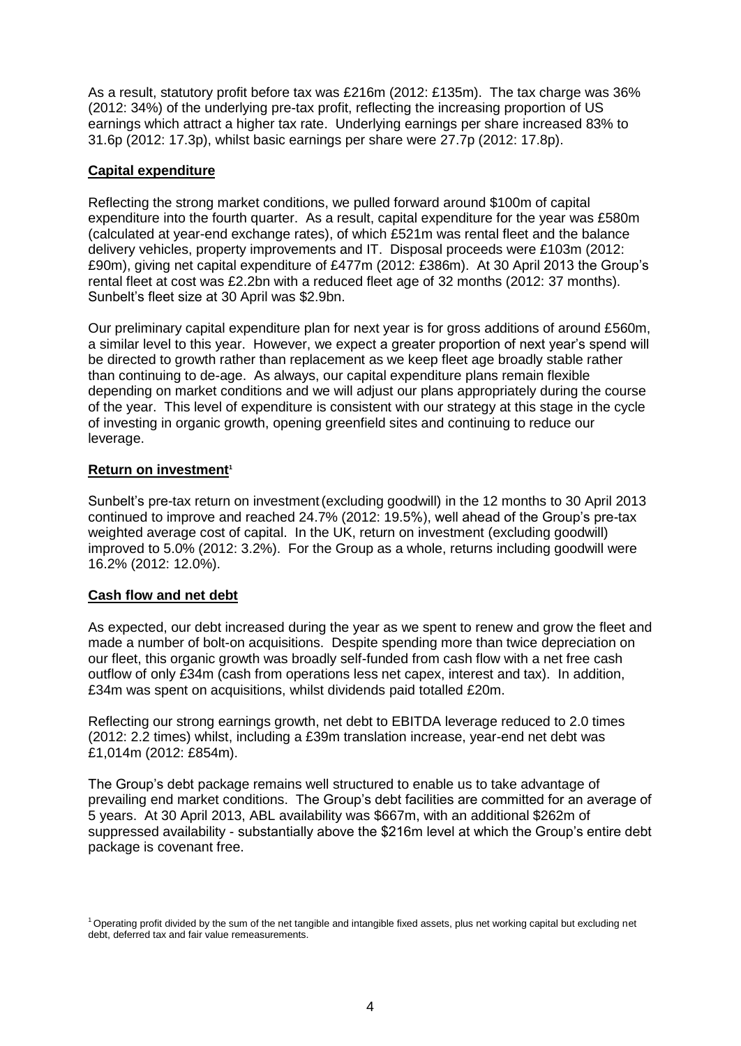As a result, statutory profit before tax was £216m (2012: £135m). The tax charge was 36% (2012: 34%) of the underlying pre-tax profit, reflecting the increasing proportion of US earnings which attract a higher tax rate. Underlying earnings per share increased 83% to 31.6p (2012: 17.3p), whilst basic earnings per share were 27.7p (2012: 17.8p).

## Capital expenditure

Reflecting the strong market conditions, we pulled forward around \$100m of capital expenditure into the fourth quarter. As a result, capital expenditure for the year was £580m (calculated at year-end exchange rates), of which £521m was rental fleet and the balance delivery vehicles, property improvements and IT. Disposal proceeds were £103m (2012: £90m), giving net capital expenditure of £477m (2012: £386m). At 30 April 2013 the Group's rental fleet at cost was £2.2bn with a reduced fleet age of 32 months (2012: 37 months). Sunbelt's fleet size at 30 April was \$2.9bn.

Our preliminary capital expenditure plan for next year is for gross additions of around £560m, a similar level to this year. However, we expect a greater proportion of next year's spend will be directed to growth rather than replacement as we keep fleet age broadly stable rather than continuing to de-age. As always, our capital expenditure plans remain flexible depending on market conditions and we will adjust our plans appropriately during the course of the year. This level of expenditure is consistent with our strategy at this stage in the cycle of investing in organic growth, opening greenfield sites and continuing to reduce our leverage.

## Return on investment[1]

Sunbelt's pre-tax return on investment (excluding goodwill) in the 12 months to 30 April 2013 continued to improve and reached 24.7% (2012: 19.5%), well ahead of the Group's pre-tax weighted average cost of capital. In the UK, return on investment (excluding goodwill) improved to 5.0% (2012: 3.2%). For the Group as a whole, returns including goodwill were 16.2% (2012: 12.0%).

## Cash flow and net debt

As expected, our debt increased during the year as we spent to renew and grow the fleet and made a number of bolt-on acquisitions. Despite spending more than twice depreciation on our fleet, this organic growth was broadly self-funded from cash flow with a net free cash outflow of only £34m (cash from operations less net capex, interest and tax). In addition, £34m was spent on acquisitions, whilst dividends paid totalled £20m.

Reflecting our strong earnings growth, net debt to EBITDA leverage reduced to 2.0 times (2012: 2.2 times) whilst, including a £39m translation increase, year-end net debt was £1,014m (2012: £854m).

The Group's debt package remains well structured to enable us to take advantage of prevailing end market conditions. The Group's debt facilities are committed for an average of 5 years. At 30 April 2013, ABL availability was \$667m, with an additional \$262m of suppressed availability - substantially above the \$216m level at which the Group's entire debt package is covenant free.

[1] Operating profit divided by the sum of the net tangible and intangible fixed assets, plus net working capital but excluding net debt, deferred tax and fair value remeasurements.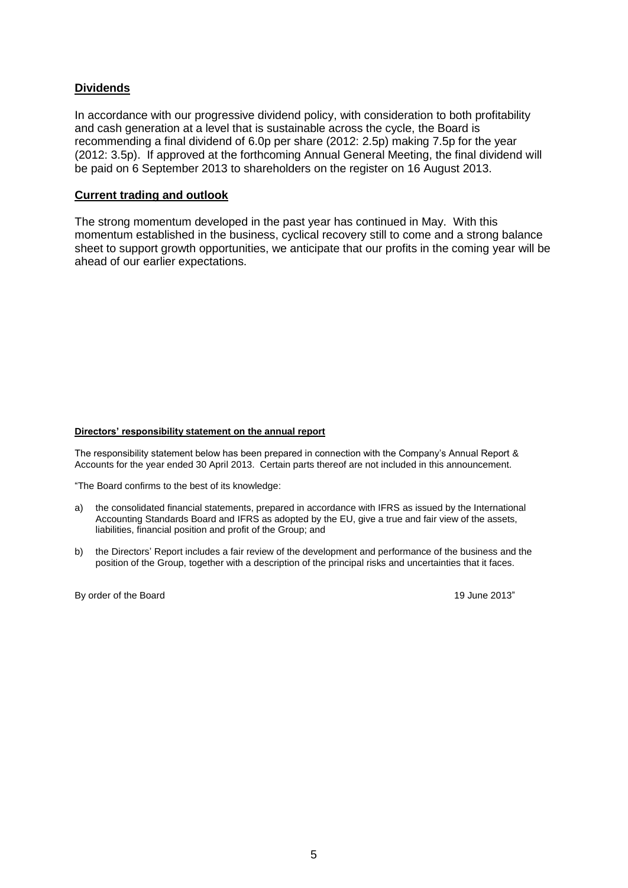## Dividends

In accordance with our progressive dividend policy, with consideration to both profitability and cash generation at a level that is sustainable across the cycle, the Board is recommending a final dividend of 6.0p per share (2012: 2.5p) making 7.5p for the year (2012: 3.5p). If approved at the forthcoming Annual General Meeting, the final dividend will be paid on 6 September 2013 to shareholders on the register on 16 August 2013.

## Current trading and outlook

The strong momentum developed in the past year has continued in May. With this momentum established in the business, cyclical recovery still to come and a strong balance sheet to support growth opportunities, we anticipate that our profits in the coming year will be ahead of our earlier expectations.

### Directors' responsibility statement on the annual report

The responsibility statement below has been prepared in connection with the Company's Annual Report & Accounts for the year ended 30 April 2013. Certain parts thereof are not included in this announcement.

"The Board confirms to the best of its knowledge:

a) the consolidated financial statements, prepared in accordance with IFRS as issued by the International Accounting Standards Board and IFRS as adopted by the EU, give a true and fair view of the assets, liabilities, financial position and profit of the Group; and

b) the Directors' Report includes a fair review of the development and performance of the business and the position of the Group, together with a description of the principal risks and uncertainties that it faces.

By order of the Board 19 June 2013"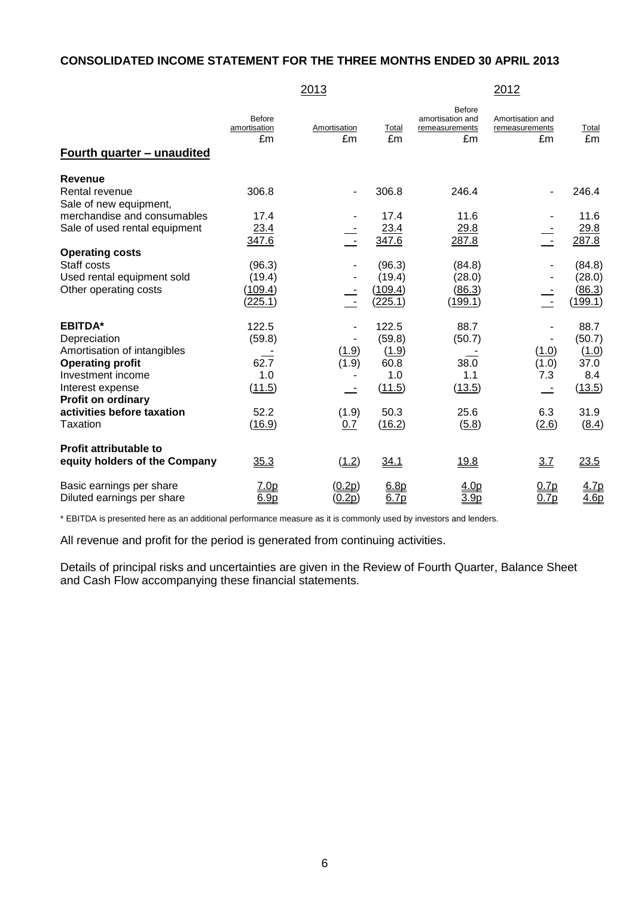## CONSOLIDATED INCOME STATEMENT FOR THE THREE MONTHS ENDED 30 APRIL 2013

| | 2013 | | | 2012 | | |
|---|---|---|---|---|---|---|
| | Before amortisation £m | Amortisation £m | Total £m | Before amortisation and remeasurements £m | Amortisation and remeasurements £m | Total £m |
| **Fourth quarter – unaudited** | | | | | | |
| **Revenue** | | | | | | |
| Rental revenue | 306.8 | - | 306.8 | 246.4 | - | 246.4 |
| Sale of new equipment, merchandise and consumables | 17.4 | - | 17.4 | 11.6 | - | 11.6 |
| Sale of used rental equipment | 23.4 | - | 23.4 | 29.8 | - | 29.8 |
| | 347.6 | - | 347.6 | 287.8 | - | 287.8 |
| **Operating costs** | | | | | | |
| Staff costs | (96.3) | - | (96.3) | (84.8) | - | (84.8) |
| Used rental equipment sold | (19.4) | - | (19.4) | (28.0) | - | (28.0) |
| Other operating costs | (109.4) | - | (109.4) | (86.3) | - | (86.3) |
| | (225.1) | - | (225.1) | (199.1) | - | (199.1) |
| **EBITDA*** | 122.5 | - | 122.5 | 88.7 | - | 88.7 |
| Depreciation | (59.8) | - | (59.8) | (50.7) | - | (50.7) |
| Amortisation of intangibles | - | (1.9) | (1.9) | - | (1.0) | (1.0) |
| **Operating profit** | 62.7 | (1.9) | 60.8 | 38.0 | (1.0) | 37.0 |
| Investment income | 1.0 | - | 1.0 | 1.1 | 7.3 | 8.4 |
| Interest expense | (11.5) | - | (11.5) | (13.5) | - | (13.5) |
| **Profit on ordinary activities before taxation** | 52.2 | (1.9) | 50.3 | 25.6 | 6.3 | 31.9 |
| Taxation | (16.9) | 0.7 | (16.2) | (5.8) | (2.6) | (8.4) |
| **Profit attributable to equity holders of the Company** | 35.3 | (1.2) | 34.1 | 19.8 | 3.7 | 23.5 |
| Basic earnings per share | 7.0p | (0.2p) | 6.8p | 4.0p | 0.7p | 4.7p |
| Diluted earnings per share | 6.9p | (0.2p) | 6.7p | 3.9p | 0.7p | 4.6p |

* EBITDA is presented here as an additional performance measure as it is commonly used by investors and lenders.

All revenue and profit for the period is generated from continuing activities.

Details of principal risks and uncertainties are given in the Review of Fourth Quarter, Balance Sheet and Cash Flow accompanying these financial statements.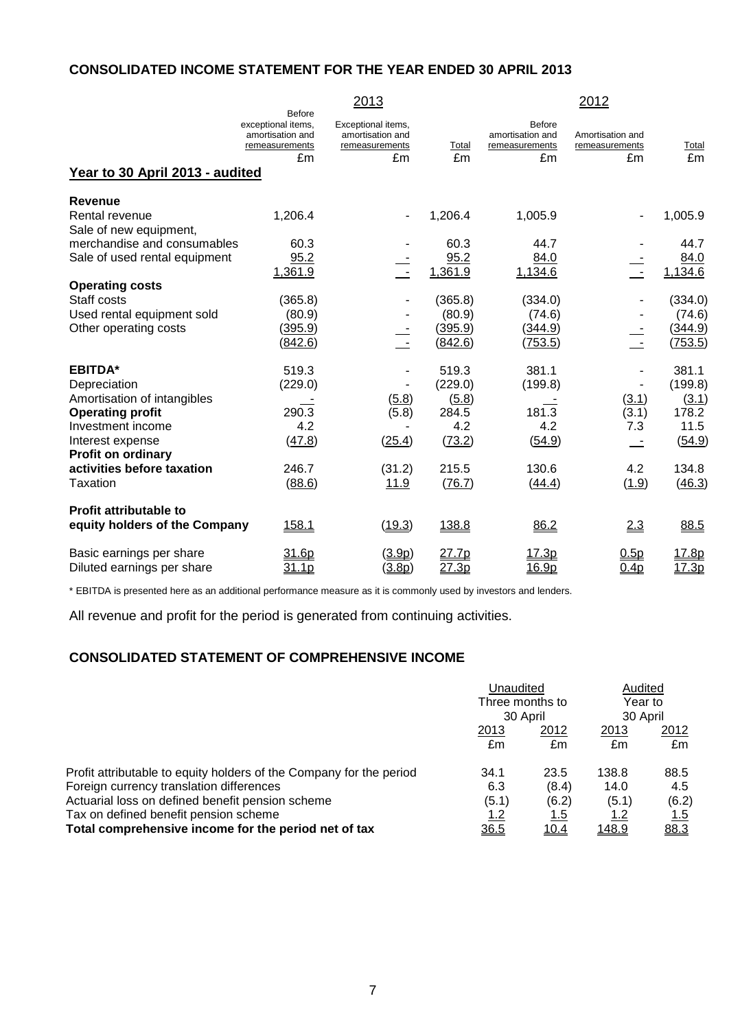## CONSOLIDATED INCOME STATEMENT FOR THE YEAR ENDED 30 APRIL 2013

| | 2013 | | | 2012 | | |
|---|---|---|---|---|---|---|
| | Before exceptional items, amortisation and remeasurements | Exceptional items, amortisation and remeasurements | Total | Before amortisation and remeasurements | Amortisation and remeasurements | Total |
| | £m | £m | £m | £m | £m | £m |
| **Year to 30 April 2013 - audited** | | | | | | |
| **Revenue** | | | | | | |
| Rental revenue | 1,206.4 | - | 1,206.4 | 1,005.9 | - | 1,005.9 |
| Sale of new equipment, merchandise and consumables | 60.3 | - | 60.3 | 44.7 | - | 44.7 |
| Sale of used rental equipment | 95.2 | - | 95.2 | 84.0 | - | 84.0 |
| | 1,361.9 | - | 1,361.9 | 1,134.6 | - | 1,134.6 |
| **Operating costs** | | | | | | |
| Staff costs | (365.8) | - | (365.8) | (334.0) | - | (334.0) |
| Used rental equipment sold | (80.9) | - | (80.9) | (74.6) | - | (74.6) |
| Other operating costs | (395.9) | - | (395.9) | (344.9) | - | (344.9) |
| | (842.6) | - | (842.6) | (753.5) | - | (753.5) |
| **EBITDA*** | 519.3 | - | 519.3 | 381.1 | - | 381.1 |
| Depreciation | (229.0) | - | (229.0) | (199.8) | - | (199.8) |
| Amortisation of intangibles | - | (5.8) | (5.8) | - | (3.1) | (3.1) |
| **Operating profit** | 290.3 | (5.8) | 284.5 | 181.3 | (3.1) | 178.2 |
| Investment income | 4.2 | - | 4.2 | 4.2 | 7.3 | 11.5 |
| Interest expense | (47.8) | (25.4) | (73.2) | (54.9) | - | (54.9) |
| **Profit on ordinary activities before taxation** | 246.7 | (31.2) | 215.5 | 130.6 | 4.2 | 134.8 |
| Taxation | (88.6) | 11.9 | (76.7) | (44.4) | (1.9) | (46.3) |
| **Profit attributable to equity holders of the Company** | 158.1 | (19.3) | 138.8 | 86.2 | 2.3 | 88.5 |
| Basic earnings per share | 31.6p | (3.9p) | 27.7p | 17.3p | 0.5p | 17.8p |
| Diluted earnings per share | 31.1p | (3.8p) | 27.3p | 16.9p | 0.4p | 17.3p |

\* EBITDA is presented here as an additional performance measure as it is commonly used by investors and lenders.

All revenue and profit for the period is generated from continuing activities.

## CONSOLIDATED STATEMENT OF COMPREHENSIVE INCOME

| | Unaudited Three months to 30 April | | Audited Year to 30 April | |
|---|---|---|---|---|
| | 2013 | 2012 | 2013 | 2012 |
| | £m | £m | £m | £m |
| Profit attributable to equity holders of the Company for the period | 34.1 | 23.5 | 138.8 | 88.5 |
| Foreign currency translation differences | 6.3 | (8.4) | 14.0 | 4.5 |
| Actuarial loss on defined benefit pension scheme | (5.1) | (6.2) | (5.1) | (6.2) |
| Tax on defined benefit pension scheme | 1.2 | 1.5 | 1.2 | 1.5 |
| **Total comprehensive income for the period net of tax** | 36.5 | 10.4 | 148.9 | 88.3 |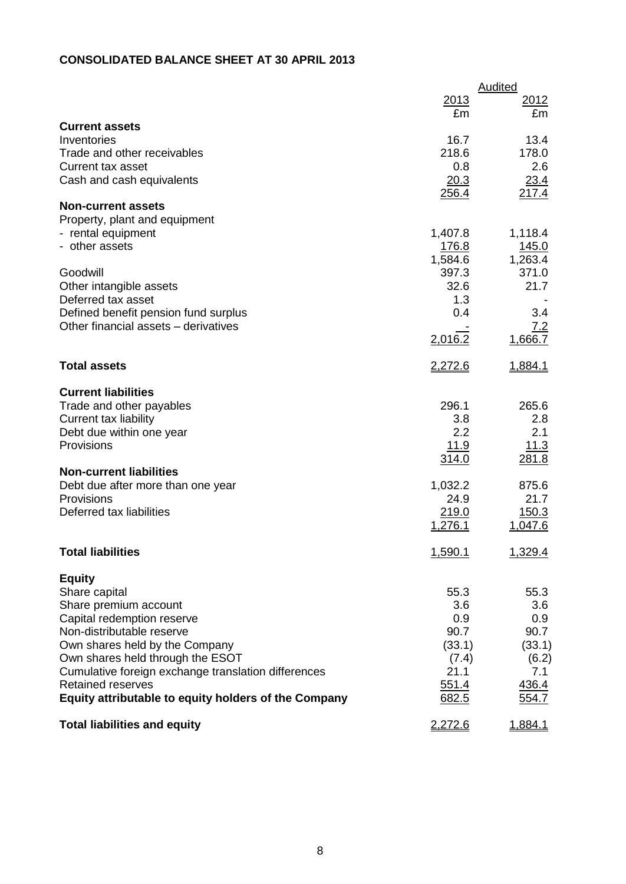**CONSOLIDATED BALANCE SHEET AT 30 APRIL 2013**

| | Audited | |
|---|---|---|
| | 2013 | 2012 |
| | £m | £m |
| **Current assets** | | |
| Inventories | 16.7 | 13.4 |
| Trade and other receivables | 218.6 | 178.0 |
| Current tax asset | 0.8 | 2.6 |
| Cash and cash equivalents | 20.3 | 23.4 |
| | 256.4 | 217.4 |
| **Non-current assets** | | |
| Property, plant and equipment | | |
| - rental equipment | 1,407.8 | 1,118.4 |
| - other assets | 176.8 | 145.0 |
| | 1,584.6 | 1,263.4 |
| Goodwill | 397.3 | 371.0 |
| Other intangible assets | 32.6 | 21.7 |
| Deferred tax asset | 1.3 | - |
| Defined benefit pension fund surplus | 0.4 | 3.4 |
| Other financial assets – derivatives | - | 7.2 |
| | 2,016.2 | 1,666.7 |
| **Total assets** | 2,272.6 | 1,884.1 |
| **Current liabilities** | | |
| Trade and other payables | 296.1 | 265.6 |
| Current tax liability | 3.8 | 2.8 |
| Debt due within one year | 2.2 | 2.1 |
| Provisions | 11.9 | 11.3 |
| | 314.0 | 281.8 |
| **Non-current liabilities** | | |
| Debt due after more than one year | 1,032.2 | 875.6 |
| Provisions | 24.9 | 21.7 |
| Deferred tax liabilities | 219.0 | 150.3 |
| | 1,276.1 | 1,047.6 |
| **Total liabilities** | 1,590.1 | 1,329.4 |
| **Equity** | | |
| Share capital | 55.3 | 55.3 |
| Share premium account | 3.6 | 3.6 |
| Capital redemption reserve | 0.9 | 0.9 |
| Non-distributable reserve | 90.7 | 90.7 |
| Own shares held by the Company | (33.1) | (33.1) |
| Own shares held through the ESOT | (7.4) | (6.2) |
| Cumulative foreign exchange translation differences | 21.1 | 7.1 |
| Retained reserves | 551.4 | 436.4 |
| **Equity attributable to equity holders of the Company** | 682.5 | 554.7 |
| **Total liabilities and equity** | 2,272.6 | 1,884.1 |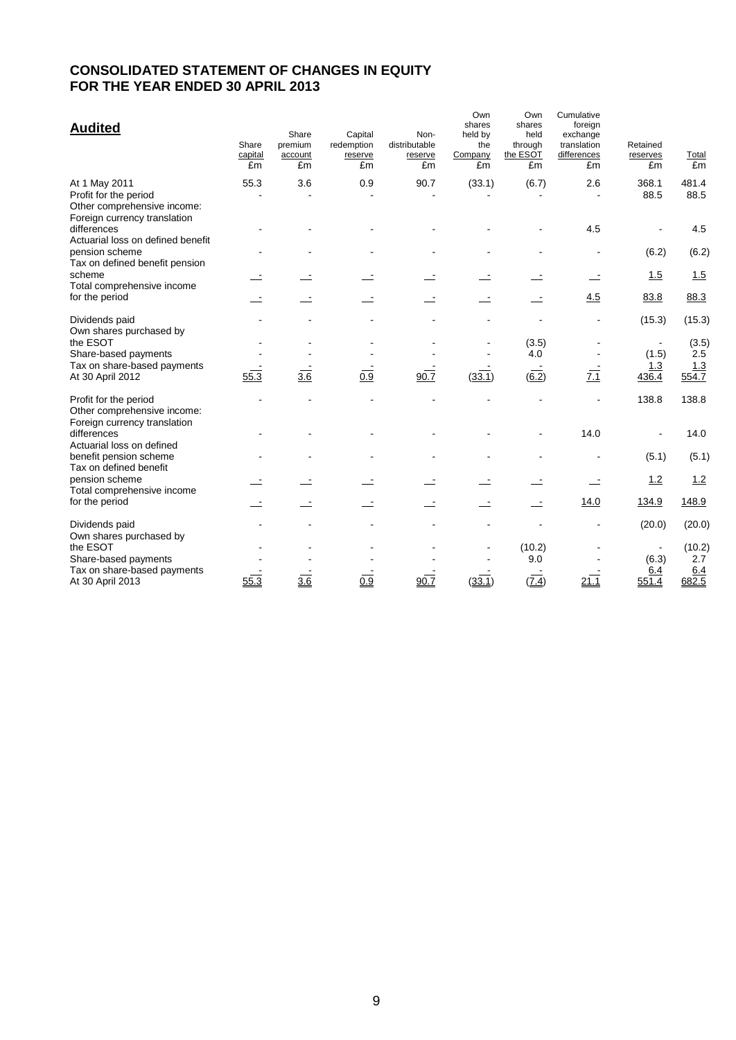# CONSOLIDATED STATEMENT OF CHANGES IN EQUITY FOR THE YEAR ENDED 30 APRIL 2013

## Audited

| | Share capital £m | Share premium account £m | Capital redemption reserve £m | Non-distributable reserve £m | Own shares held by the Company £m | Own shares held through the ESOT £m | Cumulative foreign exchange translation differences £m | Retained reserves £m | Total £m |
|---|---|---|---|---|---|---|---|---|---|
| At 1 May 2011 | 55.3 | 3.6 | 0.9 | 90.7 | (33.1) | (6.7) | 2.6 | 368.1 | 481.4 |
| Profit for the period | - | - | - | - | - | - | - | 88.5 | 88.5 |
| Other comprehensive income: | | | | | | | | | |
| Foreign currency translation differences | - | - | - | - | - | - | 4.5 | - | 4.5 |
| Actuarial loss on defined benefit pension scheme | - | - | - | - | - | - | - | (6.2) | (6.2) |
| Tax on defined benefit pension scheme | - | - | - | - | - | - | - | 1.5 | 1.5 |
| Total comprehensive income for the period | - | - | - | - | - | - | 4.5 | 83.8 | 88.3 |
| Dividends paid | - | - | - | - | - | - | - | (15.3) | (15.3) |
| Own shares purchased by the ESOT | - | - | - | - | - | (3.5) | - | - | (3.5) |
| Share-based payments | - | - | - | - | - | 4.0 | - | (1.5) | 2.5 |
| Tax on share-based payments | - | - | - | - | - | - | - | 1.3 | 1.3 |
| At 30 April 2012 | 55.3 | 3.6 | 0.9 | 90.7 | (33.1) | (6.2) | 7.1 | 436.4 | 554.7 |
| Profit for the period | - | - | - | - | - | - | - | 138.8 | 138.8 |
| Other comprehensive income: | | | | | | | | | |
| Foreign currency translation differences | - | - | - | - | - | - | 14.0 | - | 14.0 |
| Actuarial loss on defined benefit pension scheme | - | - | - | - | - | - | - | (5.1) | (5.1) |
| Tax on defined benefit pension scheme | - | - | - | - | - | - | - | 1.2 | 1.2 |
| Total comprehensive income for the period | - | - | - | - | - | - | 14.0 | 134.9 | 148.9 |
| Dividends paid | - | - | - | - | - | - | - | (20.0) | (20.0) |
| Own shares purchased by the ESOT | - | - | - | - | - | (10.2) | - | - | (10.2) |
| Share-based payments | - | - | - | - | - | 9.0 | - | (6.3) | 2.7 |
| Tax on share-based payments | - | - | - | - | - | - | - | 6.4 | 6.4 |
| At 30 April 2013 | 55.3 | 3.6 | 0.9 | 90.7 | (33.1) | (7.4) | 21.1 | 551.4 | 682.5 |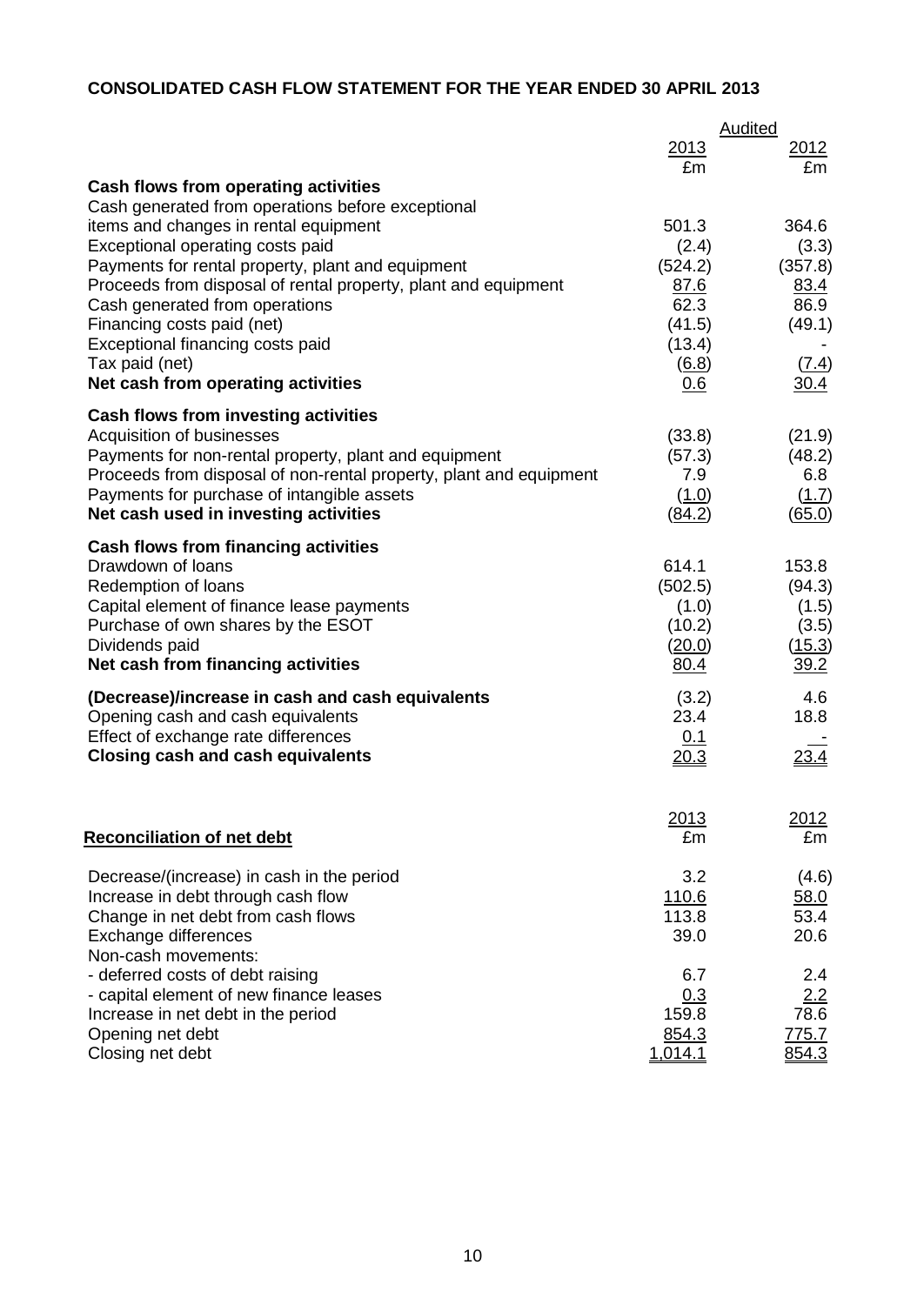**CONSOLIDATED CASH FLOW STATEMENT FOR THE YEAR ENDED 30 APRIL 2013**

| | Audited | |
|---|---|---|
| | 2013 | 2012 |
| | £m | £m |
| **Cash flows from operating activities** | | |
| Cash generated from operations before exceptional items and changes in rental equipment | 501.3 | 364.6 |
| Exceptional operating costs paid | (2.4) | (3.3) |
| Payments for rental property, plant and equipment | (524.2) | (357.8) |
| Proceeds from disposal of rental property, plant and equipment | 87.6 | 83.4 |
| Cash generated from operations | 62.3 | 86.9 |
| Financing costs paid (net) | (41.5) | (49.1) |
| Exceptional financing costs paid | (13.4) | - |
| Tax paid (net) | (6.8) | (7.4) |
| **Net cash from operating activities** | 0.6 | 30.4 |
| **Cash flows from investing activities** | | |
| Acquisition of businesses | (33.8) | (21.9) |
| Payments for non-rental property, plant and equipment | (57.3) | (48.2) |
| Proceeds from disposal of non-rental property, plant and equipment | 7.9 | 6.8 |
| Payments for purchase of intangible assets | (1.0) | (1.7) |
| **Net cash used in investing activities** | (84.2) | (65.0) |
| **Cash flows from financing activities** | | |
| Drawdown of loans | 614.1 | 153.8 |
| Redemption of loans | (502.5) | (94.3) |
| Capital element of finance lease payments | (1.0) | (1.5) |
| Purchase of own shares by the ESOT | (10.2) | (3.5) |
| Dividends paid | (20.0) | (15.3) |
| **Net cash from financing activities** | 80.4 | 39.2 |
| **(Decrease)/increase in cash and cash equivalents** | (3.2) | 4.6 |
| Opening cash and cash equivalents | 23.4 | 18.8 |
| Effect of exchange rate differences | 0.1 | - |
| **Closing cash and cash equivalents** | 20.3 | 23.4 |

| **Reconciliation of net debt** | 2013 | 2012 |
|---|---|---|
| | £m | £m |
| Decrease/(increase) in cash in the period | 3.2 | (4.6) |
| Increase in debt through cash flow | 110.6 | 58.0 |
| Change in net debt from cash flows | 113.8 | 53.4 |
| Exchange differences | 39.0 | 20.6 |
| Non-cash movements: | | |
| - deferred costs of debt raising | 6.7 | 2.4 |
| - capital element of new finance leases | 0.3 | 2.2 |
| Increase in net debt in the period | 159.8 | 78.6 |
| Opening net debt | 854.3 | 775.7 |
| Closing net debt | 1,014.1 | 854.3 |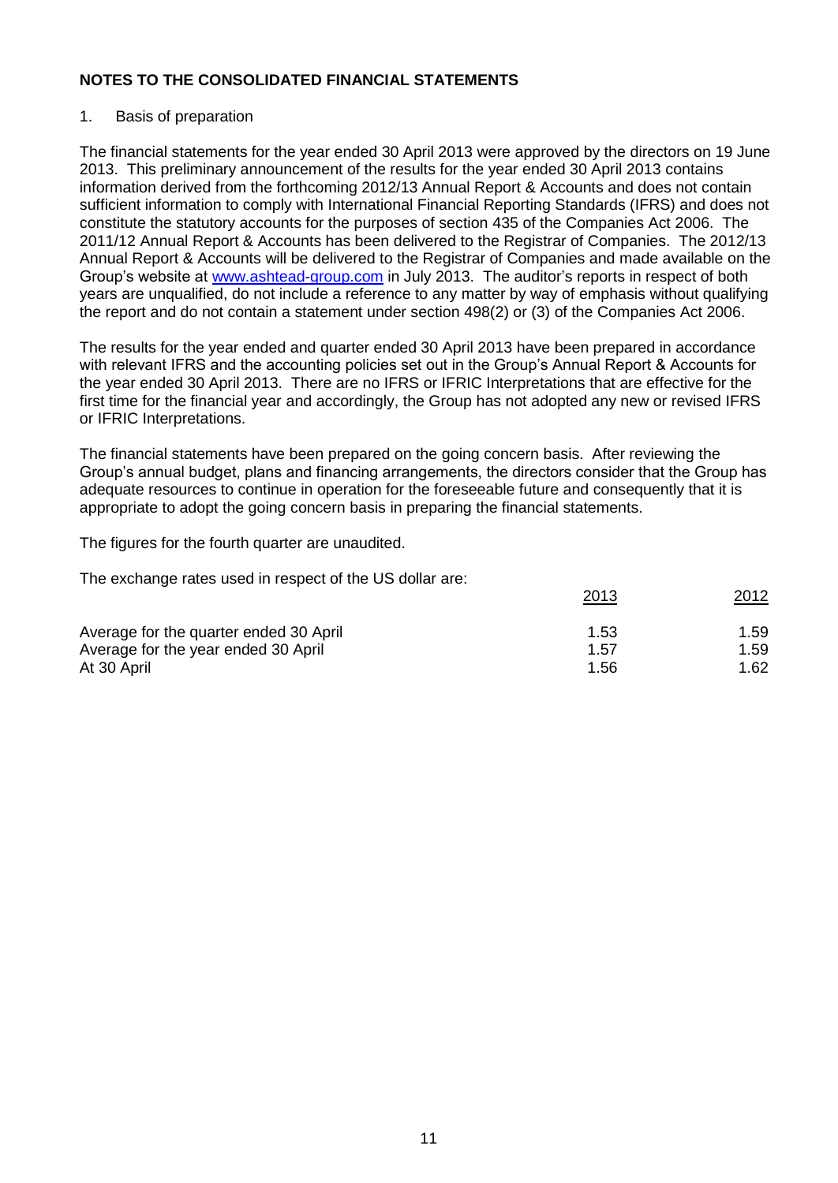## NOTES TO THE CONSOLIDATED FINANCIAL STATEMENTS

1. Basis of preparation

The financial statements for the year ended 30 April 2013 were approved by the directors on 19 June 2013. This preliminary announcement of the results for the year ended 30 April 2013 contains information derived from the forthcoming 2012/13 Annual Report & Accounts and does not contain sufficient information to comply with International Financial Reporting Standards (IFRS) and does not constitute the statutory accounts for the purposes of section 435 of the Companies Act 2006. The 2011/12 Annual Report & Accounts has been delivered to the Registrar of Companies. The 2012/13 Annual Report & Accounts will be delivered to the Registrar of Companies and made available on the Group's website at www.ashtead-group.com in July 2013. The auditor's reports in respect of both years are unqualified, do not include a reference to any matter by way of emphasis without qualifying the report and do not contain a statement under section 498(2) or (3) of the Companies Act 2006.

The results for the year ended and quarter ended 30 April 2013 have been prepared in accordance with relevant IFRS and the accounting policies set out in the Group's Annual Report & Accounts for the year ended 30 April 2013. There are no IFRS or IFRIC Interpretations that are effective for the first time for the financial year and accordingly, the Group has not adopted any new or revised IFRS or IFRIC Interpretations.

The financial statements have been prepared on the going concern basis. After reviewing the Group's annual budget, plans and financing arrangements, the directors consider that the Group has adequate resources to continue in operation for the foreseeable future and consequently that it is appropriate to adopt the going concern basis in preparing the financial statements.

The figures for the fourth quarter are unaudited.

The exchange rates used in respect of the US dollar are:

| | 2013 | 2012 |
|---|---|---|
| Average for the quarter ended 30 April | 1.53 | 1.59 |
| Average for the year ended 30 April | 1.57 | 1.59 |
| At 30 April | 1.56 | 1.62 |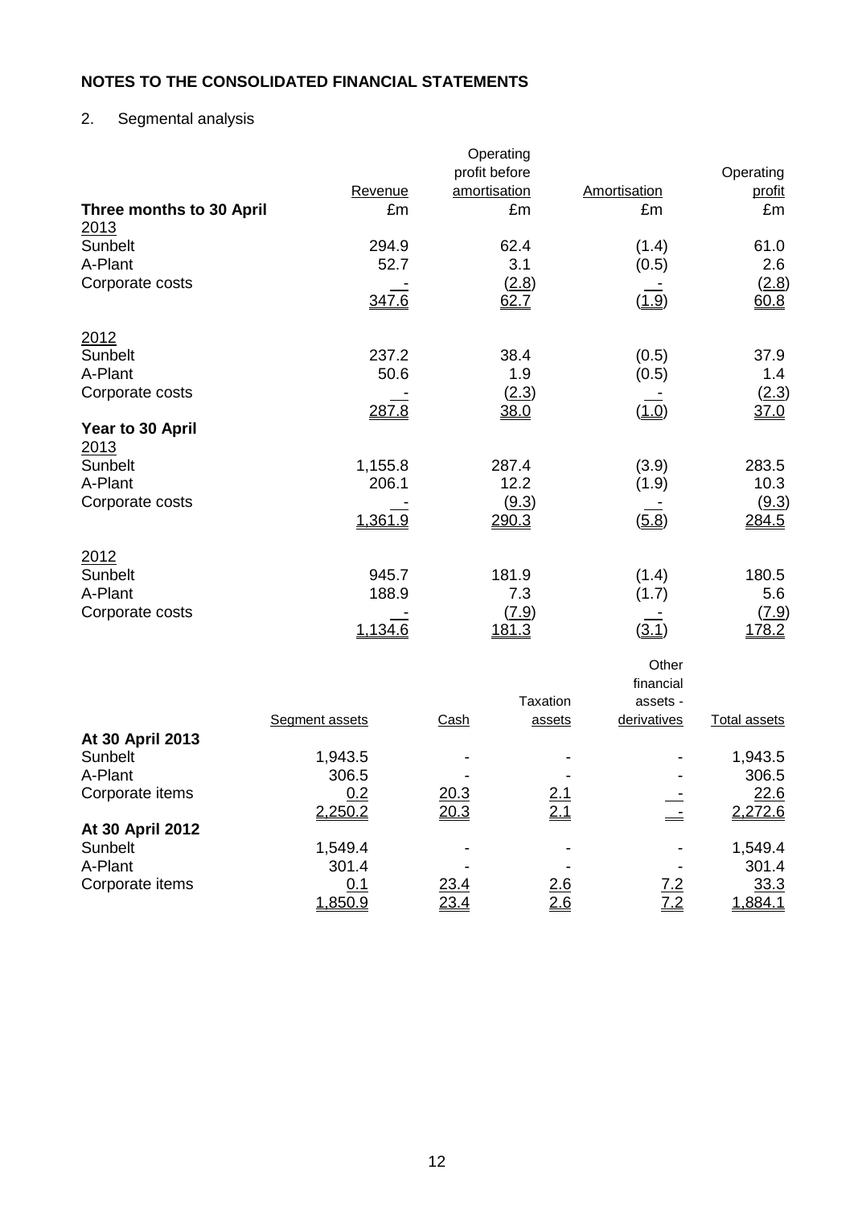## NOTES TO THE CONSOLIDATED FINANCIAL STATEMENTS

2. Segmental analysis

| | Revenue | Operating profit before amortisation | Amortisation | Operating profit |
|---|---|---|---|---|
| **Three months to 30 April** | £m | £m | £m | £m |
| 2013 | | | | |
| Sunbelt | 294.9 | 62.4 | (1.4) | 61.0 |
| A-Plant | 52.7 | 3.1 | (0.5) | 2.6 |
| Corporate costs | - | (2.8) | - | (2.8) |
| | 347.6 | 62.7 | (1.9) | 60.8 |
| 2012 | | | | |
| Sunbelt | 237.2 | 38.4 | (0.5) | 37.9 |
| A-Plant | 50.6 | 1.9 | (0.5) | 1.4 |
| Corporate costs | - | (2.3) | - | (2.3) |
| | 287.8 | 38.0 | (1.0) | 37.0 |
| **Year to 30 April** | | | | |
| 2013 | | | | |
| Sunbelt | 1,155.8 | 287.4 | (3.9) | 283.5 |
| A-Plant | 206.1 | 12.2 | (1.9) | 10.3 |
| Corporate costs | - | (9.3) | - | (9.3) |
| | 1,361.9 | 290.3 | (5.8) | 284.5 |
| 2012 | | | | |
| Sunbelt | 945.7 | 181.9 | (1.4) | 180.5 |
| A-Plant | 188.9 | 7.3 | (1.7) | 5.6 |
| Corporate costs | - | (7.9) | - | (7.9) |
| | 1,134.6 | 181.3 | (3.1) | 178.2 |

| | Segment assets | Cash | Taxation assets | Other financial assets - derivatives | Total assets |
|---|---|---|---|---|---|
| **At 30 April 2013** | | | | | |
| Sunbelt | 1,943.5 | - | - | - | 1,943.5 |
| A-Plant | 306.5 | - | - | - | 306.5 |
| Corporate items | 0.2 | 20.3 | 2.1 | - | 22.6 |
| | 2,250.2 | 20.3 | 2.1 | - | 2,272.6 |
| **At 30 April 2012** | | | | | |
| Sunbelt | 1,549.4 | - | - | - | 1,549.4 |
| A-Plant | 301.4 | - | - | - | 301.4 |
| Corporate items | 0.1 | 23.4 | 2.6 | 7.2 | 33.3 |
| | 1,850.9 | 23.4 | 2.6 | 7.2 | 1,884.1 |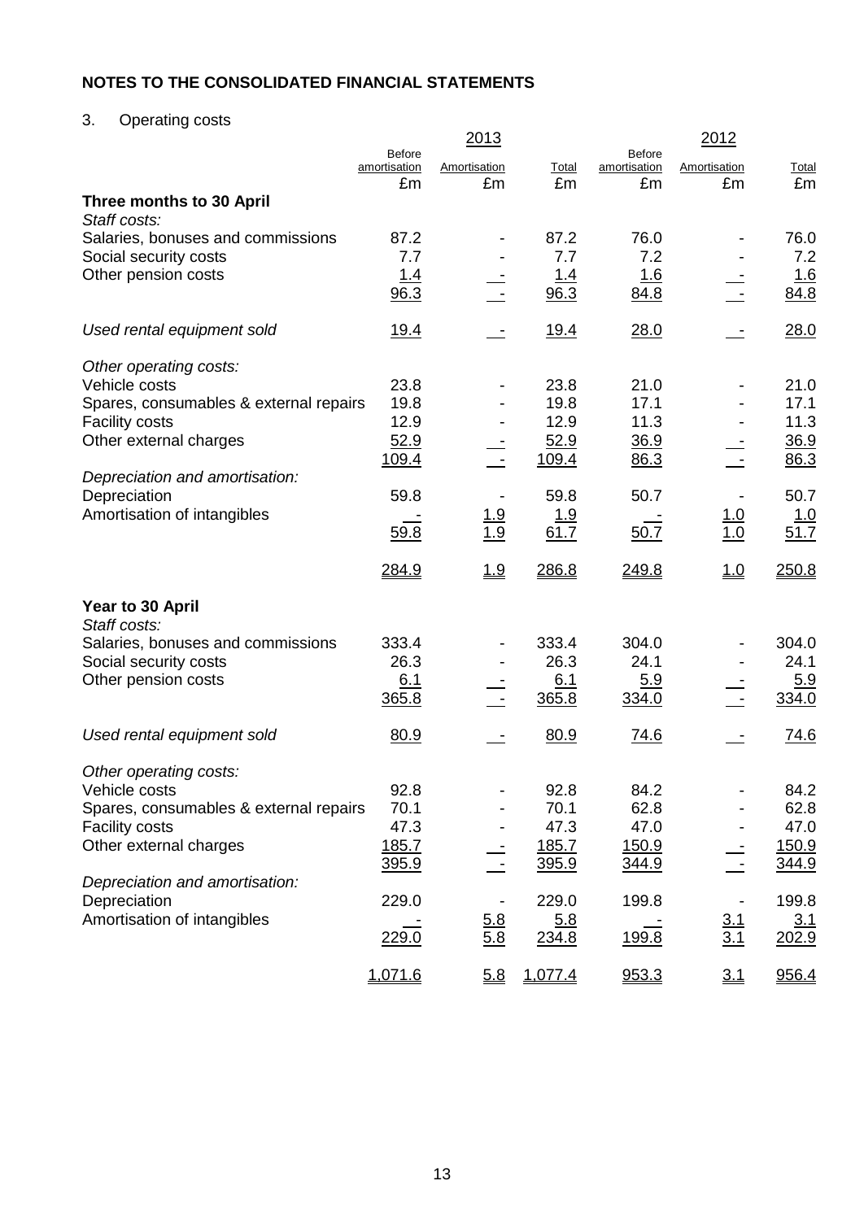## NOTES TO THE CONSOLIDATED FINANCIAL STATEMENTS

3. Operating costs

| | 2013 | | | 2012 | | |
|---|---|---|---|---|---|---|
| | Before amortisation | Amortisation | Total | Before amortisation | Amortisation | Total |
| | £m | £m | £m | £m | £m | £m |
| **Three months to 30 April** | | | | | | |
| *Staff costs:* | | | | | | |
| Salaries, bonuses and commissions | 87.2 | - | 87.2 | 76.0 | - | 76.0 |
| Social security costs | 7.7 | - | 7.7 | 7.2 | - | 7.2 |
| Other pension costs | 1.4 | - | 1.4 | 1.6 | - | 1.6 |
| | 96.3 | - | 96.3 | 84.8 | - | 84.8 |
| *Used rental equipment sold* | 19.4 | - | 19.4 | 28.0 | - | 28.0 |
| *Other operating costs:* | | | | | | |
| Vehicle costs | 23.8 | - | 23.8 | 21.0 | - | 21.0 |
| Spares, consumables & external repairs | 19.8 | - | 19.8 | 17.1 | - | 17.1 |
| Facility costs | 12.9 | - | 12.9 | 11.3 | - | 11.3 |
| Other external charges | 52.9 | - | 52.9 | 36.9 | - | 36.9 |
| | 109.4 | - | 109.4 | 86.3 | - | 86.3 |
| *Depreciation and amortisation:* | | | | | | |
| Depreciation | 59.8 | - | 59.8 | 50.7 | - | 50.7 |
| Amortisation of intangibles | - | 1.9 | 1.9 | - | 1.0 | 1.0 |
| | 59.8 | 1.9 | 61.7 | 50.7 | 1.0 | 51.7 |
| | 284.9 | 1.9 | 286.8 | 249.8 | 1.0 | 250.8 |
| **Year to 30 April** | | | | | | |
| *Staff costs:* | | | | | | |
| Salaries, bonuses and commissions | 333.4 | - | 333.4 | 304.0 | - | 304.0 |
| Social security costs | 26.3 | - | 26.3 | 24.1 | - | 24.1 |
| Other pension costs | 6.1 | - | 6.1 | 5.9 | - | 5.9 |
| | 365.8 | - | 365.8 | 334.0 | - | 334.0 |
| *Used rental equipment sold* | 80.9 | - | 80.9 | 74.6 | - | 74.6 |
| *Other operating costs:* | | | | | | |
| Vehicle costs | 92.8 | - | 92.8 | 84.2 | - | 84.2 |
| Spares, consumables & external repairs | 70.1 | - | 70.1 | 62.8 | - | 62.8 |
| Facility costs | 47.3 | - | 47.3 | 47.0 | - | 47.0 |
| Other external charges | 185.7 | - | 185.7 | 150.9 | - | 150.9 |
| | 395.9 | - | 395.9 | 344.9 | - | 344.9 |
| *Depreciation and amortisation:* | | | | | | |
| Depreciation | 229.0 | - | 229.0 | 199.8 | - | 199.8 |
| Amortisation of intangibles | - | 5.8 | 5.8 | - | 3.1 | 3.1 |
| | 229.0 | 5.8 | 234.8 | 199.8 | 3.1 | 202.9 |
| | 1,071.6 | 5.8 | 1,077.4 | 953.3 | 3.1 | 956.4 |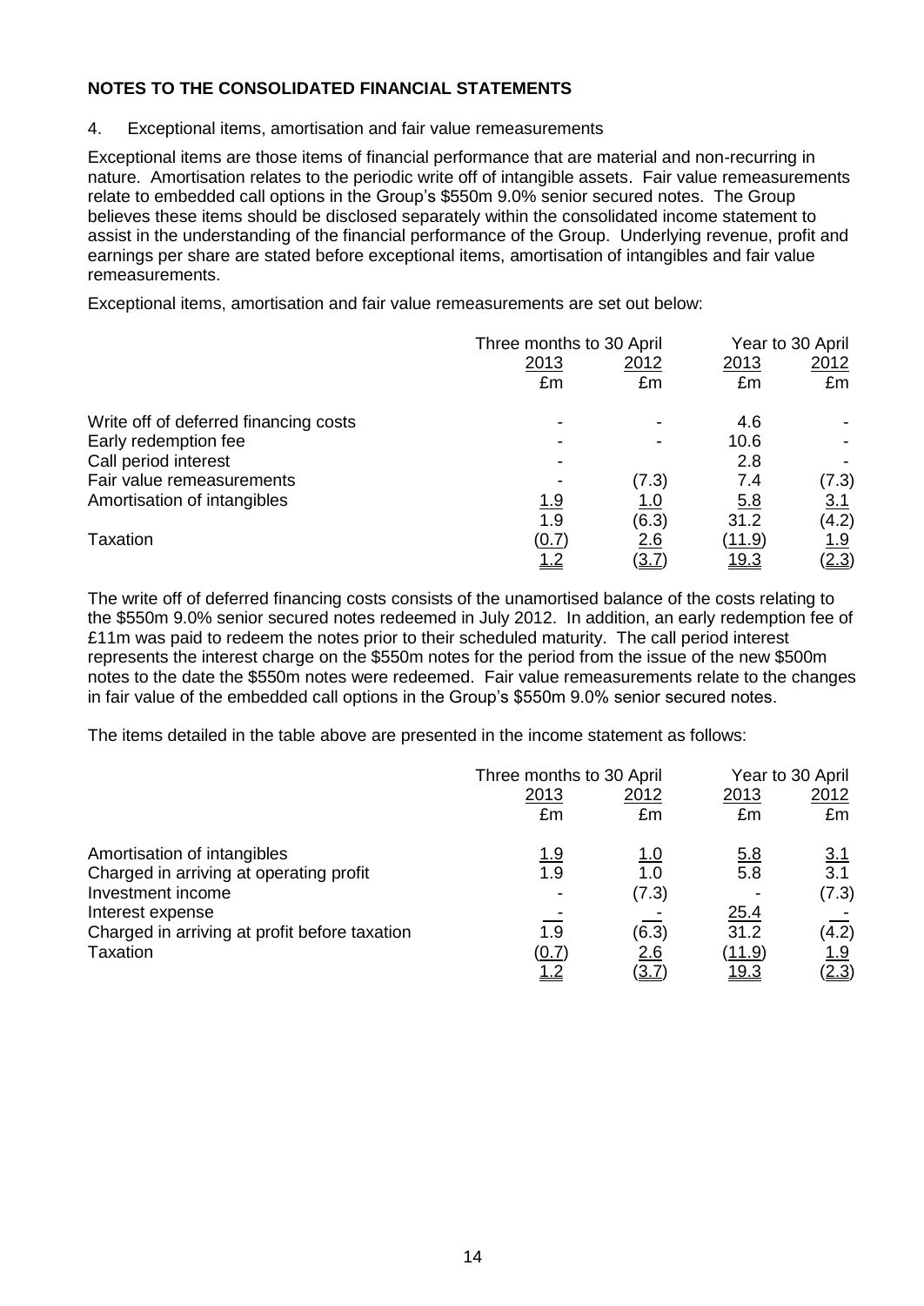## NOTES TO THE CONSOLIDATED FINANCIAL STATEMENTS

4. Exceptional items, amortisation and fair value remeasurements

Exceptional items are those items of financial performance that are material and non-recurring in nature. Amortisation relates to the periodic write off of intangible assets. Fair value remeasurements relate to embedded call options in the Group's $550m 9.0% senior secured notes. The Group believes these items should be disclosed separately within the consolidated income statement to assist in the understanding of the financial performance of the Group. Underlying revenue, profit and earnings per share are stated before exceptional items, amortisation of intangibles and fair value remeasurements.

Exceptional items, amortisation and fair value remeasurements are set out below:

| | Three months to 30 April | | Year to 30 April | |
|---|---|---|---|---|
| | 2013 | 2012 | 2013 | 2012 |
| | £m | £m | £m | £m |
| Write off of deferred financing costs | - | - | 4.6 | - |
| Early redemption fee | - | - | 10.6 | - |
| Call period interest | - | | 2.8 | - |
| Fair value remeasurements | - | (7.3) | 7.4 | (7.3) |
| Amortisation of intangibles | 1.9 | 1.0 | 5.8 | 3.1 |
| | 1.9 | (6.3) | 31.2 | (4.2) |
| Taxation | (0.7) | 2.6 | (11.9) | 1.9 |
| | 1.2 | (3.7) | 19.3 | (2.3) |

The write off of deferred financing costs consists of the unamortised balance of the costs relating to the $550m 9.0% senior secured notes redeemed in July 2012. In addition, an early redemption fee of £11m was paid to redeem the notes prior to their scheduled maturity. The call period interest represents the interest charge on the $550m notes for the period from the issue of the new $500m notes to the date the $550m notes were redeemed. Fair value remeasurements relate to the changes in fair value of the embedded call options in the Group's $550m 9.0% senior secured notes.

The items detailed in the table above are presented in the income statement as follows:

| | Three months to 30 April | | Year to 30 April | |
|---|---|---|---|---|
| | 2013 | 2012 | 2013 | 2012 |
| | £m | £m | £m | £m |
| Amortisation of intangibles | 1.9 | 1.0 | 5.8 | 3.1 |
| Charged in arriving at operating profit | 1.9 | 1.0 | 5.8 | 3.1 |
| Investment income | - | (7.3) | - | (7.3) |
| Interest expense | - | - | 25.4 | - |
| Charged in arriving at profit before taxation | 1.9 | (6.3) | 31.2 | (4.2) |
| Taxation | (0.7) | 2.6 | (11.9) | 1.9 |
| | 1.2 | (3.7) | 19.3 | (2.3) |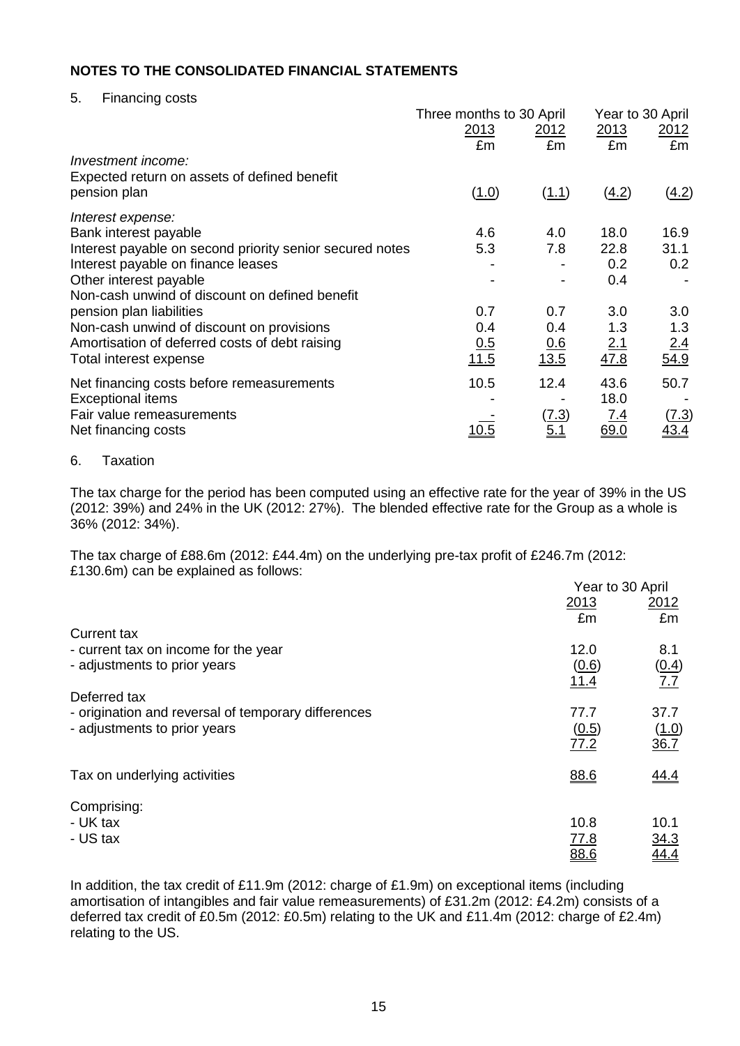## NOTES TO THE CONSOLIDATED FINANCIAL STATEMENTS

5. Financing costs

| | Three months to 30 April | | Year to 30 April | |
|---|---|---|---|---|
| | 2013 | 2012 | 2013 | 2012 |
| | £m | £m | £m | £m |
| *Investment income:* | | | | |
| Expected return on assets of defined benefit pension plan | (1.0) | (1.1) | (4.2) | (4.2) |
| *Interest expense:* | | | | |
| Bank interest payable | 4.6 | 4.0 | 18.0 | 16.9 |
| Interest payable on second priority senior secured notes | 5.3 | 7.8 | 22.8 | 31.1 |
| Interest payable on finance leases | - | - | 0.2 | 0.2 |
| Other interest payable | - | - | 0.4 | - |
| Non-cash unwind of discount on defined benefit pension plan liabilities | 0.7 | 0.7 | 3.0 | 3.0 |
| Non-cash unwind of discount on provisions | 0.4 | 0.4 | 1.3 | 1.3 |
| Amortisation of deferred costs of debt raising | 0.5 | 0.6 | 2.1 | 2.4 |
| Total interest expense | 11.5 | 13.5 | 47.8 | 54.9 |
| Net financing costs before remeasurements | 10.5 | 12.4 | 43.6 | 50.7 |
| Exceptional items | - | - | 18.0 | - |
| Fair value remeasurements | - | (7.3) | 7.4 | (7.3) |
| Net financing costs | 10.5 | 5.1 | 69.0 | 43.4 |

6. Taxation

The tax charge for the period has been computed using an effective rate for the year of 39% in the US (2012: 39%) and 24% in the UK (2012: 27%). The blended effective rate for the Group as a whole is 36% (2012: 34%).

The tax charge of £88.6m (2012: £44.4m) on the underlying pre-tax profit of £246.7m (2012: £130.6m) can be explained as follows:

| | Year to 30 April | |
|---|---|---|
| | 2013 | 2012 |
| | £m | £m |
| Current tax | | |
| - current tax on income for the year | 12.0 | 8.1 |
| - adjustments to prior years | (0.6) | (0.4) |
| | 11.4 | 7.7 |
| Deferred tax | | |
| - origination and reversal of temporary differences | 77.7 | 37.7 |
| - adjustments to prior years | (0.5) | (1.0) |
| | 77.2 | 36.7 |
| Tax on underlying activities | 88.6 | 44.4 |
| Comprising: | | |
| - UK tax | 10.8 | 10.1 |
| - US tax | 77.8 | 34.3 |
| | 88.6 | 44.4 |

In addition, the tax credit of £11.9m (2012: charge of £1.9m) on exceptional items (including amortisation of intangibles and fair value remeasurements) of £31.2m (2012: £4.2m) consists of a deferred tax credit of £0.5m (2012: £0.5m) relating to the UK and £11.4m (2012: charge of £2.4m) relating to the US.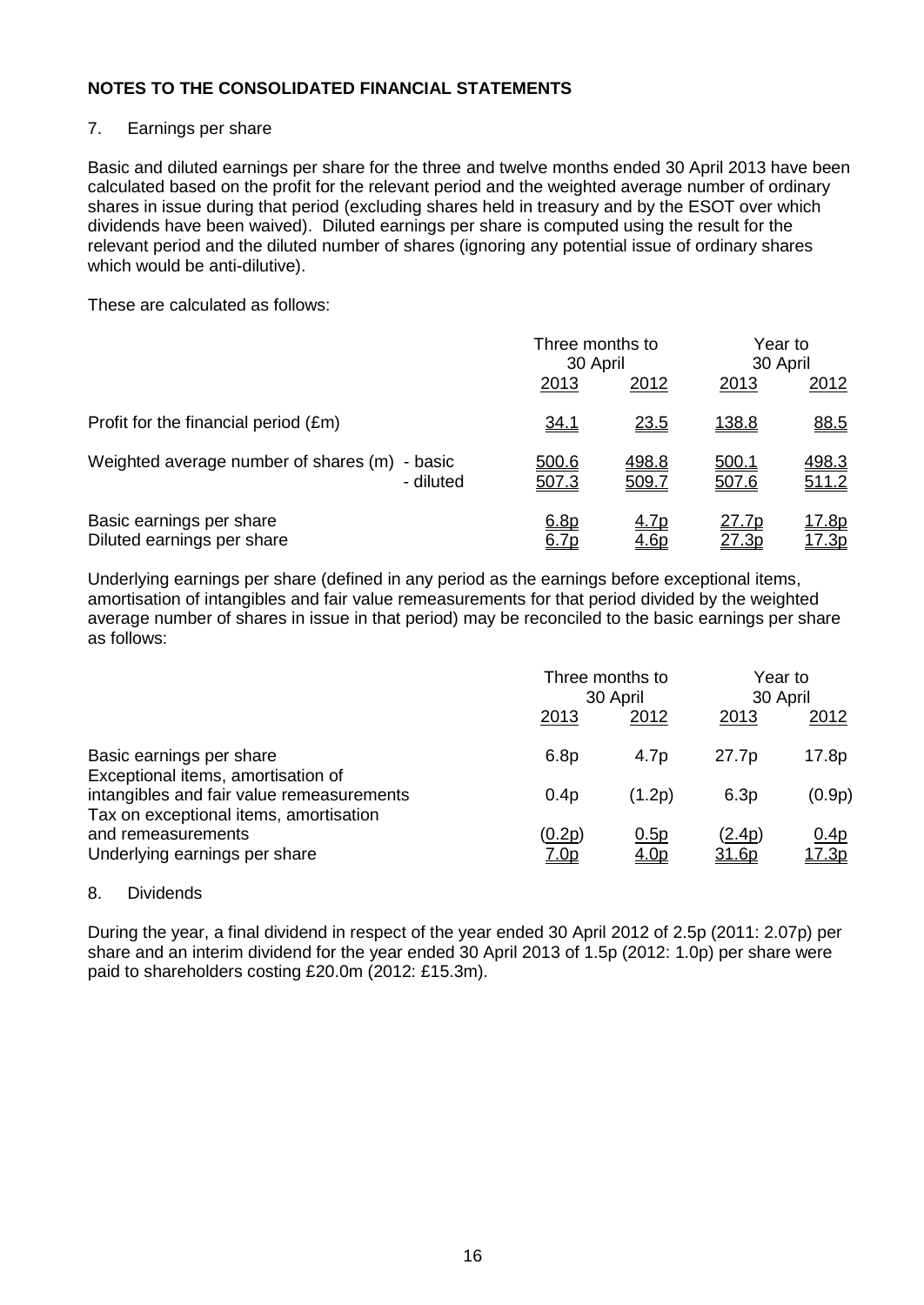## NOTES TO THE CONSOLIDATED FINANCIAL STATEMENTS

7. Earnings per share

Basic and diluted earnings per share for the three and twelve months ended 30 April 2013 have been calculated based on the profit for the relevant period and the weighted average number of ordinary shares in issue during that period (excluding shares held in treasury and by the ESOT over which dividends have been waived). Diluted earnings per share is computed using the result for the relevant period and the diluted number of shares (ignoring any potential issue of ordinary shares which would be anti-dilutive).

These are calculated as follows:

| | Three months to 30 April | | Year to 30 April | |
|---|---|---|---|---|
| | 2013 | 2012 | 2013 | 2012 |
| Profit for the financial period (£m) | 34.1 | 23.5 | 138.8 | 88.5 |
| Weighted average number of shares (m) - basic | 500.6 | 498.8 | 500.1 | 498.3 |
| - diluted | 507.3 | 509.7 | 507.6 | 511.2 |
| Basic earnings per share | 6.8p | 4.7p | 27.7p | 17.8p |
| Diluted earnings per share | 6.7p | 4.6p | 27.3p | 17.3p |

Underlying earnings per share (defined in any period as the earnings before exceptional items, amortisation of intangibles and fair value remeasurements for that period divided by the weighted average number of shares in issue in that period) may be reconciled to the basic earnings per share as follows:

| | Three months to 30 April | | Year to 30 April | |
|---|---|---|---|---|
| | 2013 | 2012 | 2013 | 2012 |
| Basic earnings per share | 6.8p | 4.7p | 27.7p | 17.8p |
| Exceptional items, amortisation of intangibles and fair value remeasurements | 0.4p | (1.2p) | 6.3p | (0.9p) |
| Tax on exceptional items, amortisation and remeasurements | (0.2p) | 0.5p | (2.4p) | 0.4p |
| Underlying earnings per share | 7.0p | 4.0p | 31.6p | 17.3p |

8. Dividends

During the year, a final dividend in respect of the year ended 30 April 2012 of 2.5p (2011: 2.07p) per share and an interim dividend for the year ended 30 April 2013 of 1.5p (2012: 1.0p) per share were paid to shareholders costing £20.0m (2012: £15.3m).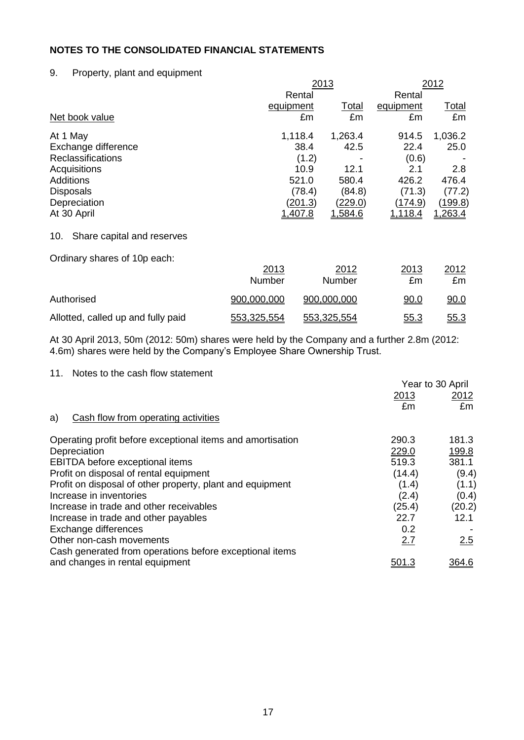## NOTES TO THE CONSOLIDATED FINANCIAL STATEMENTS

9. Property, plant and equipment

| | 2013 | | 2012 | |
|---|---|---|---|---|
| | Rental equipment | Total | Rental equipment | Total |
| Net book value | £m | £m | £m | £m |
| At 1 May | 1,118.4 | 1,263.4 | 914.5 | 1,036.2 |
| Exchange difference | 38.4 | 42.5 | 22.4 | 25.0 |
| Reclassifications | (1.2) | - | (0.6) | - |
| Acquisitions | 10.9 | 12.1 | 2.1 | 2.8 |
| Additions | 521.0 | 580.4 | 426.2 | 476.4 |
| Disposals | (78.4) | (84.8) | (71.3) | (77.2) |
| Depreciation | (201.3) | (229.0) | (174.9) | (199.8) |
| At 30 April | 1,407.8 | 1,584.6 | 1,118.4 | 1,263.4 |

10. Share capital and reserves

Ordinary shares of 10p each:

| | 2013 Number | 2012 Number | 2013 £m | 2012 £m |
|---|---|---|---|---|
| Authorised | 900,000,000 | 900,000,000 | 90.0 | 90.0 |
| Allotted, called up and fully paid | 553,325,554 | 553,325,554 | 55.3 | 55.3 |

At 30 April 2013, 50m (2012: 50m) shares were held by the Company and a further 2.8m (2012: 4.6m) shares were held by the Company's Employee Share Ownership Trust.

11. Notes to the cash flow statement

| | Year to 30 April | |
|---|---|---|
| | 2013 | 2012 |
| | £m | £m |
| a) Cash flow from operating activities | | |
| Operating profit before exceptional items and amortisation | 290.3 | 181.3 |
| Depreciation | 229.0 | 199.8 |
| EBITDA before exceptional items | 519.3 | 381.1 |
| Profit on disposal of rental equipment | (14.4) | (9.4) |
| Profit on disposal of other property, plant and equipment | (1.4) | (1.1) |
| Increase in inventories | (2.4) | (0.4) |
| Increase in trade and other receivables | (25.4) | (20.2) |
| Increase in trade and other payables | 22.7 | 12.1 |
| Exchange differences | 0.2 | - |
| Other non-cash movements | 2.7 | 2.5 |
| Cash generated from operations before exceptional items and changes in rental equipment | 501.3 | 364.6 |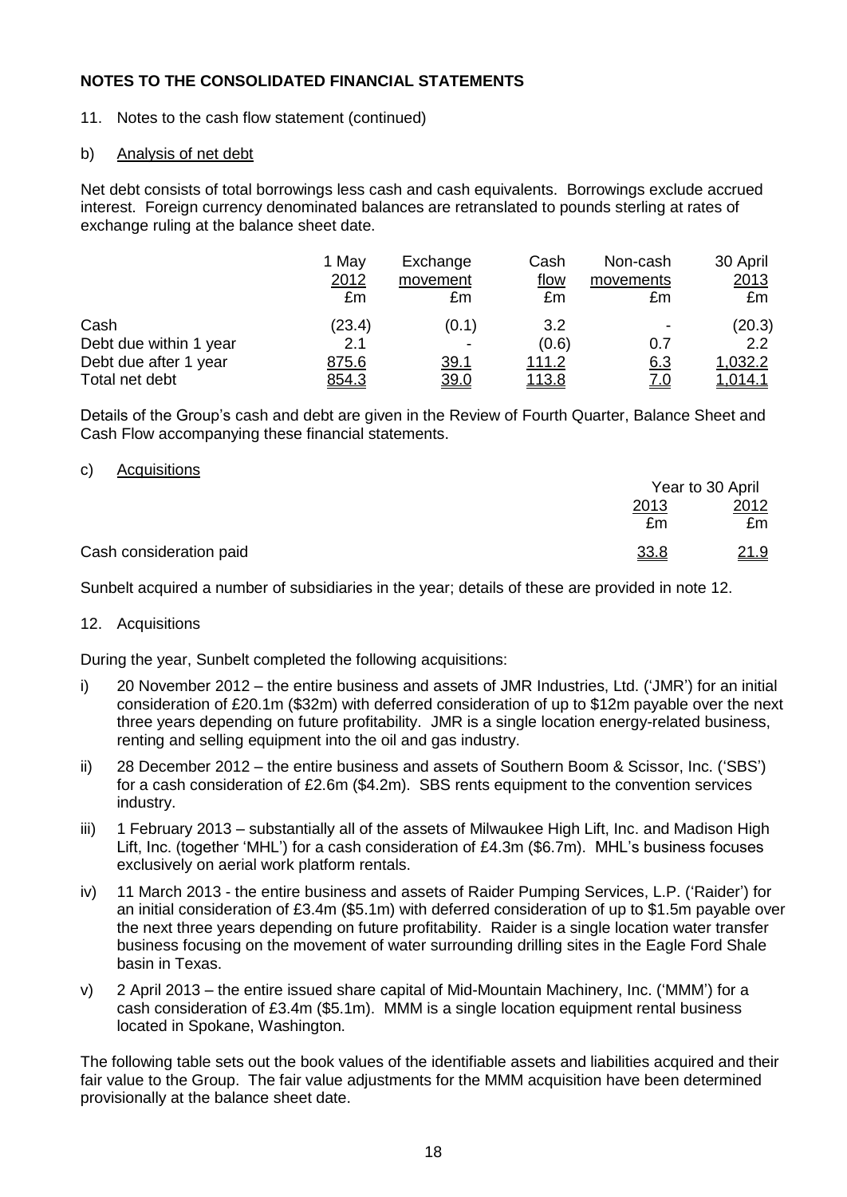## NOTES TO THE CONSOLIDATED FINANCIAL STATEMENTS

11. Notes to the cash flow statement (continued)

b) Analysis of net debt

Net debt consists of total borrowings less cash and cash equivalents. Borrowings exclude accrued interest. Foreign currency denominated balances are retranslated to pounds sterling at rates of exchange ruling at the balance sheet date.

| | 1 May 2012 £m | Exchange movement £m | Cash flow £m | Non-cash movements £m | 30 April 2013 £m |
|---|---|---|---|---|---|
| Cash | (23.4) | (0.1) | 3.2 | - | (20.3) |
| Debt due within 1 year | 2.1 | - | (0.6) | 0.7 | 2.2 |
| Debt due after 1 year | 875.6 | 39.1 | 111.2 | 6.3 | 1,032.2 |
| Total net debt | 854.3 | 39.0 | 113.8 | 7.0 | 1,014.1 |

Details of the Group's cash and debt are given in the Review of Fourth Quarter, Balance Sheet and Cash Flow accompanying these financial statements.

c) Acquisitions

| | Year to 30 April | |
|---|---|---|
| | 2013 £m | 2012 £m |
| Cash consideration paid | 33.8 | 21.9 |

Sunbelt acquired a number of subsidiaries in the year; details of these are provided in note 12.

12. Acquisitions

During the year, Sunbelt completed the following acquisitions:

i) 20 November 2012 – the entire business and assets of JMR Industries, Ltd. ('JMR') for an initial consideration of £20.1m ($32m) with deferred consideration of up to $12m payable over the next three years depending on future profitability. JMR is a single location energy-related business, renting and selling equipment into the oil and gas industry.

ii) 28 December 2012 – the entire business and assets of Southern Boom & Scissor, Inc. ('SBS') for a cash consideration of £2.6m ($4.2m). SBS rents equipment to the convention services industry.

iii) 1 February 2013 – substantially all of the assets of Milwaukee High Lift, Inc. and Madison High Lift, Inc. (together 'MHL') for a cash consideration of £4.3m ($6.7m). MHL's business focuses exclusively on aerial work platform rentals.

iv) 11 March 2013 - the entire business and assets of Raider Pumping Services, L.P. ('Raider') for an initial consideration of £3.4m ($5.1m) with deferred consideration of up to $1.5m payable over the next three years depending on future profitability. Raider is a single location water transfer business focusing on the movement of water surrounding drilling sites in the Eagle Ford Shale basin in Texas.

v) 2 April 2013 – the entire issued share capital of Mid-Mountain Machinery, Inc. ('MMM') for a cash consideration of £3.4m ($5.1m). MMM is a single location equipment rental business located in Spokane, Washington.

The following table sets out the book values of the identifiable assets and liabilities acquired and their fair value to the Group. The fair value adjustments for the MMM acquisition have been determined provisionally at the balance sheet date.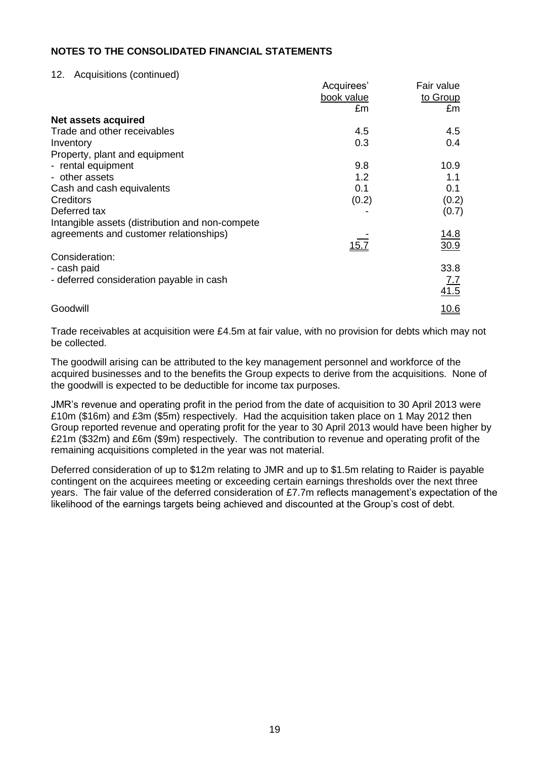## NOTES TO THE CONSOLIDATED FINANCIAL STATEMENTS

12. Acquisitions (continued)

| | Acquirees' book value | Fair value to Group |
|---|---|---|
| | £m | £m |
| **Net assets acquired** | | |
| Trade and other receivables | 4.5 | 4.5 |
| Inventory | 0.3 | 0.4 |
| Property, plant and equipment | | |
| - rental equipment | 9.8 | 10.9 |
| - other assets | 1.2 | 1.1 |
| Cash and cash equivalents | 0.1 | 0.1 |
| Creditors | (0.2) | (0.2) |
| Deferred tax | - | (0.7) |
| Intangible assets (distribution and non-compete agreements and customer relationships) | - | 14.8 |
| | 15.7 | 30.9 |
| Consideration: | | |
| - cash paid | | 33.8 |
| - deferred consideration payable in cash | | 7.7 |
| | | 41.5 |
| Goodwill | | 10.6 |

Trade receivables at acquisition were £4.5m at fair value, with no provision for debts which may not be collected.

The goodwill arising can be attributed to the key management personnel and workforce of the acquired businesses and to the benefits the Group expects to derive from the acquisitions. None of the goodwill is expected to be deductible for income tax purposes.

JMR's revenue and operating profit in the period from the date of acquisition to 30 April 2013 were £10m ($16m) and £3m ($5m) respectively. Had the acquisition taken place on 1 May 2012 then Group reported revenue and operating profit for the year to 30 April 2013 would have been higher by £21m ($32m) and £6m ($9m) respectively. The contribution to revenue and operating profit of the remaining acquisitions completed in the year was not material.

Deferred consideration of up to $12m relating to JMR and up to $1.5m relating to Raider is payable contingent on the acquirees meeting or exceeding certain earnings thresholds over the next three years. The fair value of the deferred consideration of £7.7m reflects management's expectation of the likelihood of the earnings targets being achieved and discounted at the Group's cost of debt.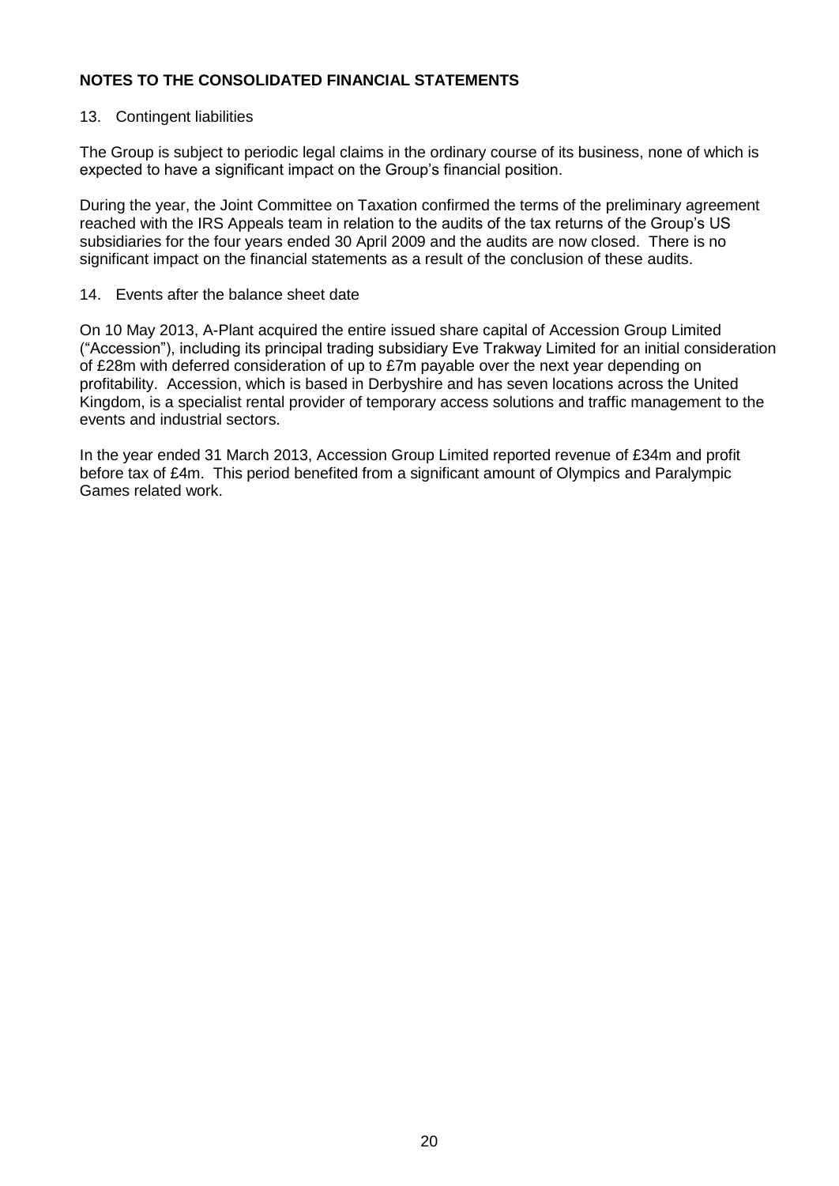**NOTES TO THE CONSOLIDATED FINANCIAL STATEMENTS**

13. Contingent liabilities

The Group is subject to periodic legal claims in the ordinary course of its business, none of which is expected to have a significant impact on the Group's financial position.

During the year, the Joint Committee on Taxation confirmed the terms of the preliminary agreement reached with the IRS Appeals team in relation to the audits of the tax returns of the Group's US subsidiaries for the four years ended 30 April 2009 and the audits are now closed. There is no significant impact on the financial statements as a result of the conclusion of these audits.

14. Events after the balance sheet date

On 10 May 2013, A-Plant acquired the entire issued share capital of Accession Group Limited ("Accession"), including its principal trading subsidiary Eve Trakway Limited for an initial consideration of £28m with deferred consideration of up to £7m payable over the next year depending on profitability. Accession, which is based in Derbyshire and has seven locations across the United Kingdom, is a specialist rental provider of temporary access solutions and traffic management to the events and industrial sectors.

In the year ended 31 March 2013, Accession Group Limited reported revenue of £34m and profit before tax of £4m. This period benefited from a significant amount of Olympics and Paralympic Games related work.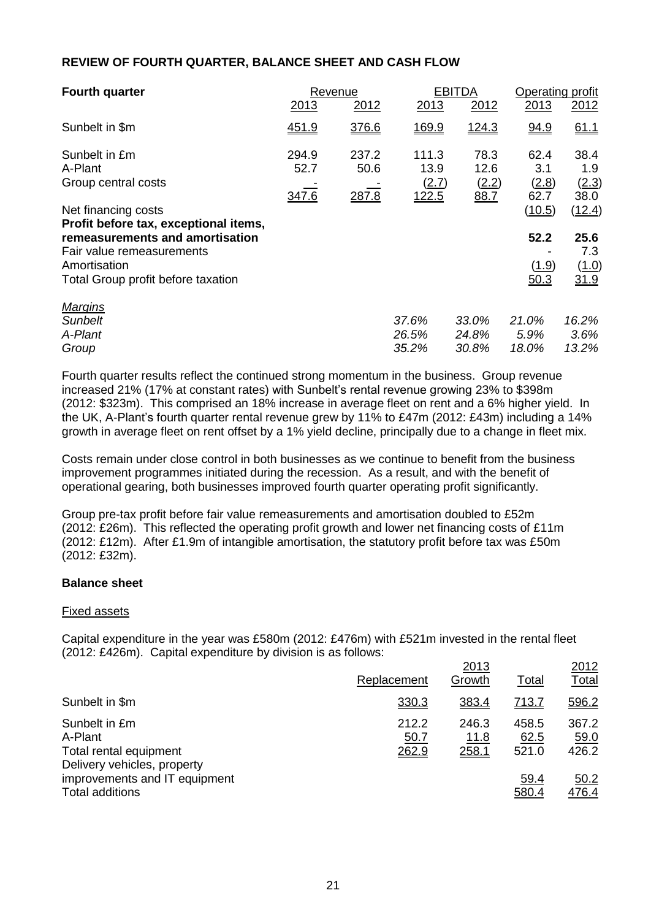## REVIEW OF FOURTH QUARTER, BALANCE SHEET AND CASH FLOW

| Fourth quarter | Revenue | | EBITDA | | Operating profit | |
|---|---|---|---|---|---|---|
| | 2013 | 2012 | 2013 | 2012 | 2013 | 2012 |
| Sunbelt in $m | 451.9 | 376.6 | 169.9 | 124.3 | 94.9 | 61.1 |
| Sunbelt in £m | 294.9 | 237.2 | 111.3 | 78.3 | 62.4 | 38.4 |
| A-Plant | 52.7 | 50.6 | 13.9 | 12.6 | 3.1 | 1.9 |
| Group central costs | - | - | (2.7) | (2.2) | (2.8) | (2.3) |
| | 347.6 | 287.8 | 122.5 | 88.7 | 62.7 | 38.0 |
| Net financing costs | | | | | (10.5) | (12.4) |
| **Profit before tax, exceptional items, remeasurements and amortisation** | | | | | **52.2** | **25.6** |
| Fair value remeasurements | | | | | - | 7.3 |
| Amortisation | | | | | (1.9) | (1.0) |
| Total Group profit before taxation | | | | | 50.3 | 31.9 |
| *Margins* | | | | | | |
| *Sunbelt* | | | *37.6%* | *33.0%* | *21.0%* | *16.2%* |
| *A-Plant* | | | *26.5%* | *24.8%* | *5.9%* | *3.6%* |
| *Group* | | | *35.2%* | *30.8%* | *18.0%* | *13.2%* |

Fourth quarter results reflect the continued strong momentum in the business. Group revenue increased 21% (17% at constant rates) with Sunbelt's rental revenue growing 23% to $398m (2012: $323m). This comprised an 18% increase in average fleet on rent and a 6% higher yield. In the UK, A-Plant's fourth quarter rental revenue grew by 11% to £47m (2012: £43m) including a 14% growth in average fleet on rent offset by a 1% yield decline, principally due to a change in fleet mix.

Costs remain under close control in both businesses as we continue to benefit from the business improvement programmes initiated during the recession. As a result, and with the benefit of operational gearing, both businesses improved fourth quarter operating profit significantly.

Group pre-tax profit before fair value remeasurements and amortisation doubled to £52m (2012: £26m). This reflected the operating profit growth and lower net financing costs of £11m (2012: £12m). After £1.9m of intangible amortisation, the statutory profit before tax was £50m (2012: £32m).

### Balance sheet

#### Fixed assets

Capital expenditure in the year was £580m (2012: £476m) with £521m invested in the rental fleet (2012: £426m). Capital expenditure by division is as follows:

| | Replacement | 2013 Growth | Total | 2012 Total |
|---|---|---|---|---|
| Sunbelt in $m | 330.3 | 383.4 | 713.7 | 596.2 |
| Sunbelt in £m | 212.2 | 246.3 | 458.5 | 367.2 |
| A-Plant | 50.7 | 11.8 | 62.5 | 59.0 |
| Total rental equipment | 262.9 | 258.1 | 521.0 | 426.2 |
| Delivery vehicles, property improvements and IT equipment | | | 59.4 | 50.2 |
| Total additions | | | 580.4 | 476.4 |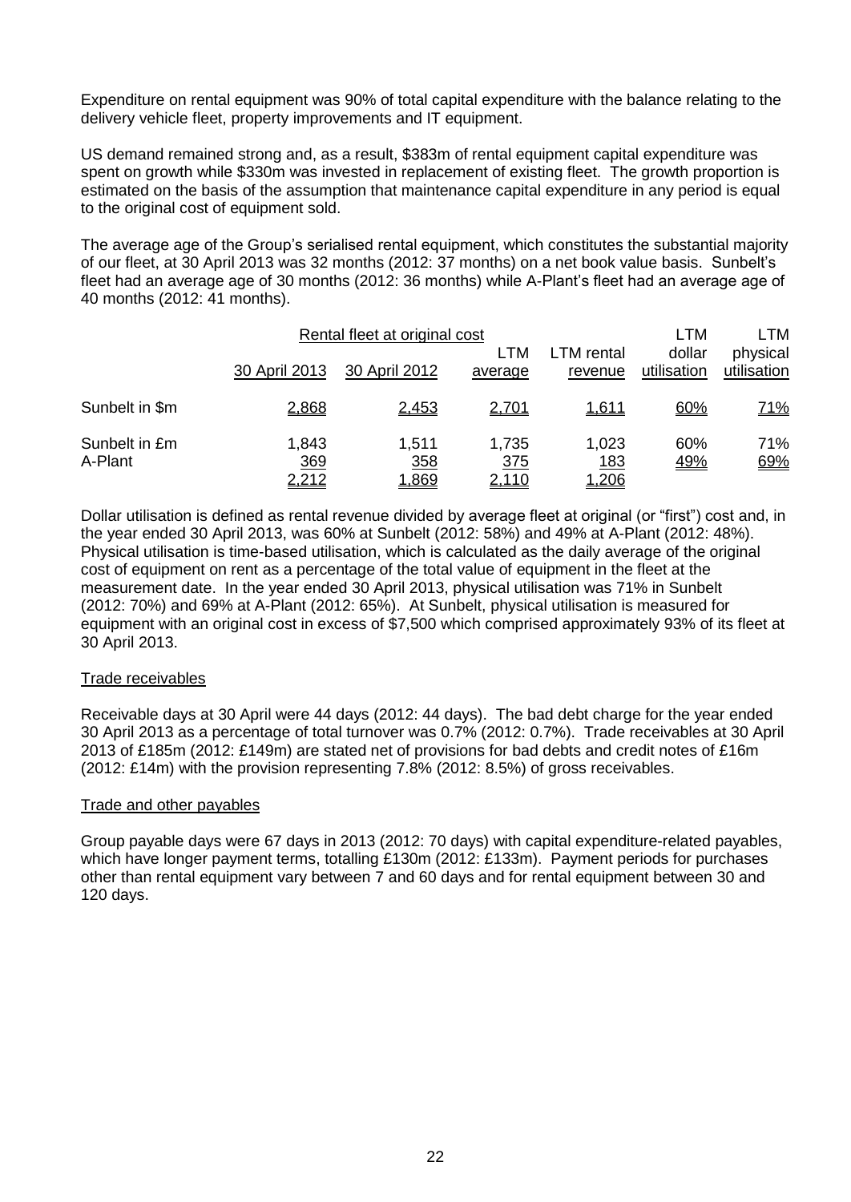Expenditure on rental equipment was 90% of total capital expenditure with the balance relating to the delivery vehicle fleet, property improvements and IT equipment.

US demand remained strong and, as a result, \$383m of rental equipment capital expenditure was spent on growth while \$330m was invested in replacement of existing fleet. The growth proportion is estimated on the basis of the assumption that maintenance capital expenditure in any period is equal to the original cost of equipment sold.

The average age of the Group's serialised rental equipment, which constitutes the substantial majority of our fleet, at 30 April 2013 was 32 months (2012: 37 months) on a net book value basis. Sunbelt's fleet had an average age of 30 months (2012: 36 months) while A-Plant's fleet had an average age of 40 months (2012: 41 months).

| | Rental fleet at original cost | | | | | |
|---|---|---|---|---|---|---|
| | 30 April 2013 | 30 April 2012 | LTM average | LTM rental revenue | LTM dollar utilisation | LTM physical utilisation |
| Sunbelt in \$m | 2,868 | 2,453 | 2,701 | 1,611 | 60% | 71% |
| Sunbelt in £m | 1,843 | 1,511 | 1,735 | 1,023 | 60% | 71% |
| A-Plant | 369 | 358 | 375 | 183 | 49% | 69% |
| | 2,212 | 1,869 | 2,110 | 1,206 | | |

Dollar utilisation is defined as rental revenue divided by average fleet at original (or "first") cost and, in the year ended 30 April 2013, was 60% at Sunbelt (2012: 58%) and 49% at A-Plant (2012: 48%). Physical utilisation is time-based utilisation, which is calculated as the daily average of the original cost of equipment on rent as a percentage of the total value of equipment in the fleet at the measurement date. In the year ended 30 April 2013, physical utilisation was 71% in Sunbelt (2012: 70%) and 69% at A-Plant (2012: 65%). At Sunbelt, physical utilisation is measured for equipment with an original cost in excess of \$7,500 which comprised approximately 93% of its fleet at 30 April 2013.

## Trade receivables

Receivable days at 30 April were 44 days (2012: 44 days). The bad debt charge for the year ended 30 April 2013 as a percentage of total turnover was 0.7% (2012: 0.7%). Trade receivables at 30 April 2013 of £185m (2012: £149m) are stated net of provisions for bad debts and credit notes of £16m (2012: £14m) with the provision representing 7.8% (2012: 8.5%) of gross receivables.

## Trade and other payables

Group payable days were 67 days in 2013 (2012: 70 days) with capital expenditure-related payables, which have longer payment terms, totalling £130m (2012: £133m). Payment periods for purchases other than rental equipment vary between 7 and 60 days and for rental equipment between 30 and 120 days.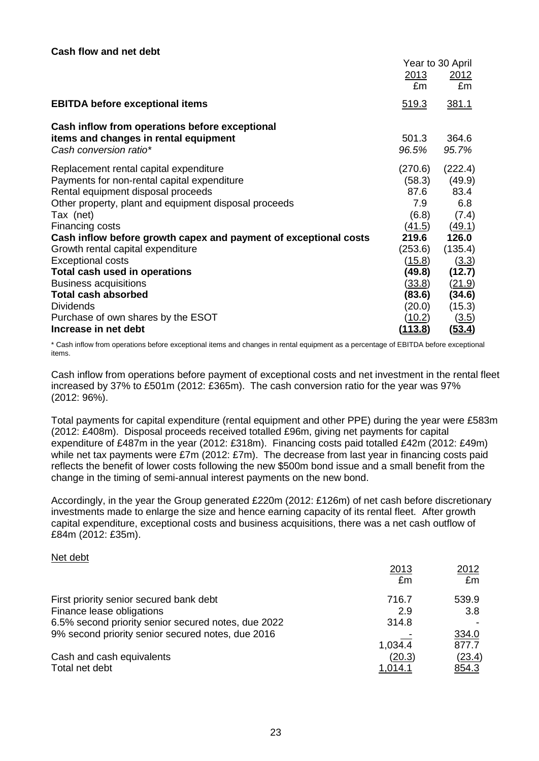**Cash flow and net debt**

| | Year to 30 April | |
|---|---|---|
| | 2013 | 2012 |
| | £m | £m |
| **EBITDA before exceptional items** | 519.3 | 381.1 |
| **Cash inflow from operations before exceptional items and changes in rental equipment** | 501.3 | 364.6 |
| *Cash conversion ratio** | *96.5%* | *95.7%* |
| Replacement rental capital expenditure | (270.6) | (222.4) |
| Payments for non-rental capital expenditure | (58.3) | (49.9) |
| Rental equipment disposal proceeds | 87.6 | 83.4 |
| Other property, plant and equipment disposal proceeds | 7.9 | 6.8 |
| Tax (net) | (6.8) | (7.4) |
| Financing costs | (41.5) | (49.1) |
| **Cash inflow before growth capex and payment of exceptional costs** | **219.6** | **126.0** |
| Growth rental capital expenditure | (253.6) | (135.4) |
| Exceptional costs | (15.8) | (3.3) |
| **Total cash used in operations** | **(49.8)** | **(12.7)** |
| Business acquisitions | (33.8) | (21.9) |
| **Total cash absorbed** | **(83.6)** | **(34.6)** |
| Dividends | (20.0) | (15.3) |
| Purchase of own shares by the ESOT | (10.2) | (3.5) |
| **Increase in net debt** | **(113.8)** | **(53.4)** |

\* Cash inflow from operations before exceptional items and changes in rental equipment as a percentage of EBITDA before exceptional items.

Cash inflow from operations before payment of exceptional costs and net investment in the rental fleet increased by 37% to £501m (2012: £365m). The cash conversion ratio for the year was 97% (2012: 96%).

Total payments for capital expenditure (rental equipment and other PPE) during the year were £583m (2012: £408m). Disposal proceeds received totalled £96m, giving net payments for capital expenditure of £487m in the year (2012: £318m). Financing costs paid totalled £42m (2012: £49m) while net tax payments were £7m (2012: £7m). The decrease from last year in financing costs paid reflects the benefit of lower costs following the new $500m bond issue and a small benefit from the change in the timing of semi-annual interest payments on the new bond.

Accordingly, in the year the Group generated £220m (2012: £126m) of net cash before discretionary investments made to enlarge the size and hence earning capacity of its rental fleet. After growth capital expenditure, exceptional costs and business acquisitions, there was a net cash outflow of £84m (2012: £35m).

Net debt

| | 2013 | 2012 |
|---|---|---|
| | £m | £m |
| First priority senior secured bank debt | 716.7 | 539.9 |
| Finance lease obligations | 2.9 | 3.8 |
| 6.5% second priority senior secured notes, due 2022 | 314.8 | - |
| 9% second priority senior secured notes, due 2016 | - | 334.0 |
| | 1,034.4 | 877.7 |
| Cash and cash equivalents | (20.3) | (23.4) |
| Total net debt | 1,014.1 | 854.3 |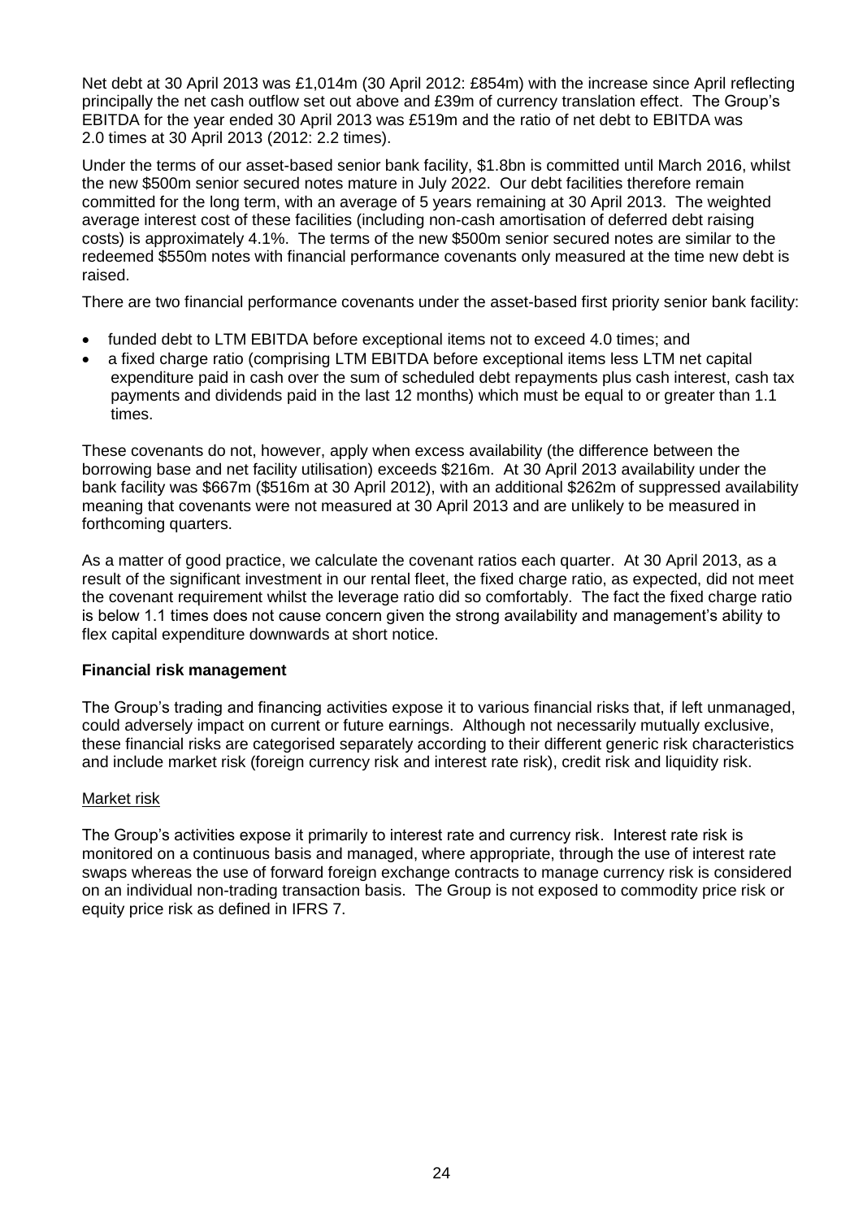Net debt at 30 April 2013 was £1,014m (30 April 2012: £854m) with the increase since April reflecting principally the net cash outflow set out above and £39m of currency translation effect. The Group's EBITDA for the year ended 30 April 2013 was £519m and the ratio of net debt to EBITDA was 2.0 times at 30 April 2013 (2012: 2.2 times).

Under the terms of our asset-based senior bank facility, $1.8bn is committed until March 2016, whilst the new $500m senior secured notes mature in July 2022. Our debt facilities therefore remain committed for the long term, with an average of 5 years remaining at 30 April 2013. The weighted average interest cost of these facilities (including non-cash amortisation of deferred debt raising costs) is approximately 4.1%. The terms of the new $500m senior secured notes are similar to the redeemed $550m notes with financial performance covenants only measured at the time new debt is raised.

There are two financial performance covenants under the asset-based first priority senior bank facility:

- funded debt to LTM EBITDA before exceptional items not to exceed 4.0 times; and
- a fixed charge ratio (comprising LTM EBITDA before exceptional items less LTM net capital expenditure paid in cash over the sum of scheduled debt repayments plus cash interest, cash tax payments and dividends paid in the last 12 months) which must be equal to or greater than 1.1 times.

These covenants do not, however, apply when excess availability (the difference between the borrowing base and net facility utilisation) exceeds $216m. At 30 April 2013 availability under the bank facility was $667m ($516m at 30 April 2012), with an additional $262m of suppressed availability meaning that covenants were not measured at 30 April 2013 and are unlikely to be measured in forthcoming quarters.

As a matter of good practice, we calculate the covenant ratios each quarter. At 30 April 2013, as a result of the significant investment in our rental fleet, the fixed charge ratio, as expected, did not meet the covenant requirement whilst the leverage ratio did so comfortably. The fact the fixed charge ratio is below 1.1 times does not cause concern given the strong availability and management's ability to flex capital expenditure downwards at short notice.

**Financial risk management**

The Group's trading and financing activities expose it to various financial risks that, if left unmanaged, could adversely impact on current or future earnings. Although not necessarily mutually exclusive, these financial risks are categorised separately according to their different generic risk characteristics and include market risk (foreign currency risk and interest rate risk), credit risk and liquidity risk.

<u>Market risk</u>

The Group's activities expose it primarily to interest rate and currency risk. Interest rate risk is monitored on a continuous basis and managed, where appropriate, through the use of interest rate swaps whereas the use of forward foreign exchange contracts to manage currency risk is considered on an individual non-trading transaction basis. The Group is not exposed to commodity price risk or equity price risk as defined in IFRS 7.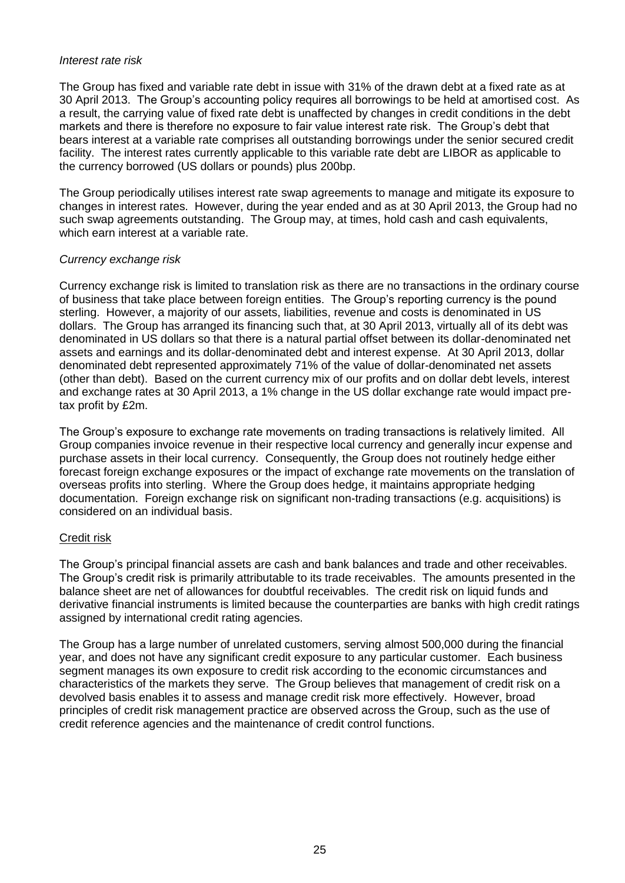*Interest rate risk*

The Group has fixed and variable rate debt in issue with 31% of the drawn debt at a fixed rate as at 30 April 2013. The Group's accounting policy requires all borrowings to be held at amortised cost. As a result, the carrying value of fixed rate debt is unaffected by changes in credit conditions in the debt markets and there is therefore no exposure to fair value interest rate risk. The Group's debt that bears interest at a variable rate comprises all outstanding borrowings under the senior secured credit facility. The interest rates currently applicable to this variable rate debt are LIBOR as applicable to the currency borrowed (US dollars or pounds) plus 200bp.

The Group periodically utilises interest rate swap agreements to manage and mitigate its exposure to changes in interest rates. However, during the year ended and as at 30 April 2013, the Group had no such swap agreements outstanding. The Group may, at times, hold cash and cash equivalents, which earn interest at a variable rate.

*Currency exchange risk*

Currency exchange risk is limited to translation risk as there are no transactions in the ordinary course of business that take place between foreign entities. The Group's reporting currency is the pound sterling. However, a majority of our assets, liabilities, revenue and costs is denominated in US dollars. The Group has arranged its financing such that, at 30 April 2013, virtually all of its debt was denominated in US dollars so that there is a natural partial offset between its dollar-denominated net assets and earnings and its dollar-denominated debt and interest expense. At 30 April 2013, dollar denominated debt represented approximately 71% of the value of dollar-denominated net assets (other than debt). Based on the current currency mix of our profits and on dollar debt levels, interest and exchange rates at 30 April 2013, a 1% change in the US dollar exchange rate would impact pre-tax profit by £2m.

The Group's exposure to exchange rate movements on trading transactions is relatively limited. All Group companies invoice revenue in their respective local currency and generally incur expense and purchase assets in their local currency. Consequently, the Group does not routinely hedge either forecast foreign exchange exposures or the impact of exchange rate movements on the translation of overseas profits into sterling. Where the Group does hedge, it maintains appropriate hedging documentation. Foreign exchange risk on significant non-trading transactions (e.g. acquisitions) is considered on an individual basis.

Credit risk

The Group's principal financial assets are cash and bank balances and trade and other receivables. The Group's credit risk is primarily attributable to its trade receivables. The amounts presented in the balance sheet are net of allowances for doubtful receivables. The credit risk on liquid funds and derivative financial instruments is limited because the counterparties are banks with high credit ratings assigned by international credit rating agencies.

The Group has a large number of unrelated customers, serving almost 500,000 during the financial year, and does not have any significant credit exposure to any particular customer. Each business segment manages its own exposure to credit risk according to the economic circumstances and characteristics of the markets they serve. The Group believes that management of credit risk on a devolved basis enables it to assess and manage credit risk more effectively. However, broad principles of credit risk management practice are observed across the Group, such as the use of credit reference agencies and the maintenance of credit control functions.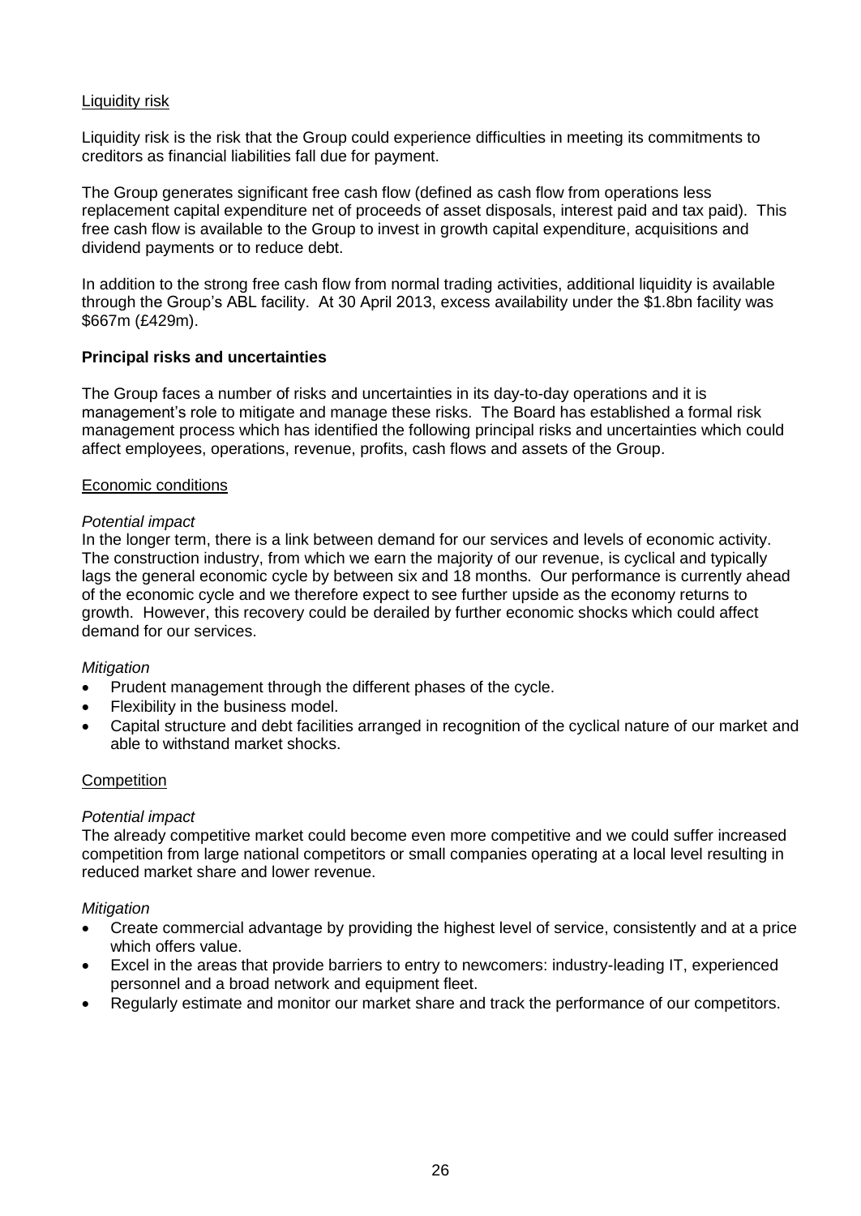Liquidity risk

Liquidity risk is the risk that the Group could experience difficulties in meeting its commitments to creditors as financial liabilities fall due for payment.

The Group generates significant free cash flow (defined as cash flow from operations less replacement capital expenditure net of proceeds of asset disposals, interest paid and tax paid). This free cash flow is available to the Group to invest in growth capital expenditure, acquisitions and dividend payments or to reduce debt.

In addition to the strong free cash flow from normal trading activities, additional liquidity is available through the Group's ABL facility. At 30 April 2013, excess availability under the $1.8bn facility was $667m (£429m).

**Principal risks and uncertainties**

The Group faces a number of risks and uncertainties in its day-to-day operations and it is management's role to mitigate and manage these risks. The Board has established a formal risk management process which has identified the following principal risks and uncertainties which could affect employees, operations, revenue, profits, cash flows and assets of the Group.

Economic conditions

*Potential impact*
In the longer term, there is a link between demand for our services and levels of economic activity. The construction industry, from which we earn the majority of our revenue, is cyclical and typically lags the general economic cycle by between six and 18 months. Our performance is currently ahead of the economic cycle and we therefore expect to see further upside as the economy returns to growth. However, this recovery could be derailed by further economic shocks which could affect demand for our services.

*Mitigation*

- Prudent management through the different phases of the cycle.
- Flexibility in the business model.
- Capital structure and debt facilities arranged in recognition of the cyclical nature of our market and able to withstand market shocks.

Competition

*Potential impact*
The already competitive market could become even more competitive and we could suffer increased competition from large national competitors or small companies operating at a local level resulting in reduced market share and lower revenue.

*Mitigation*

- Create commercial advantage by providing the highest level of service, consistently and at a price which offers value.
- Excel in the areas that provide barriers to entry to newcomers: industry-leading IT, experienced personnel and a broad network and equipment fleet.
- Regularly estimate and monitor our market share and track the performance of our competitors.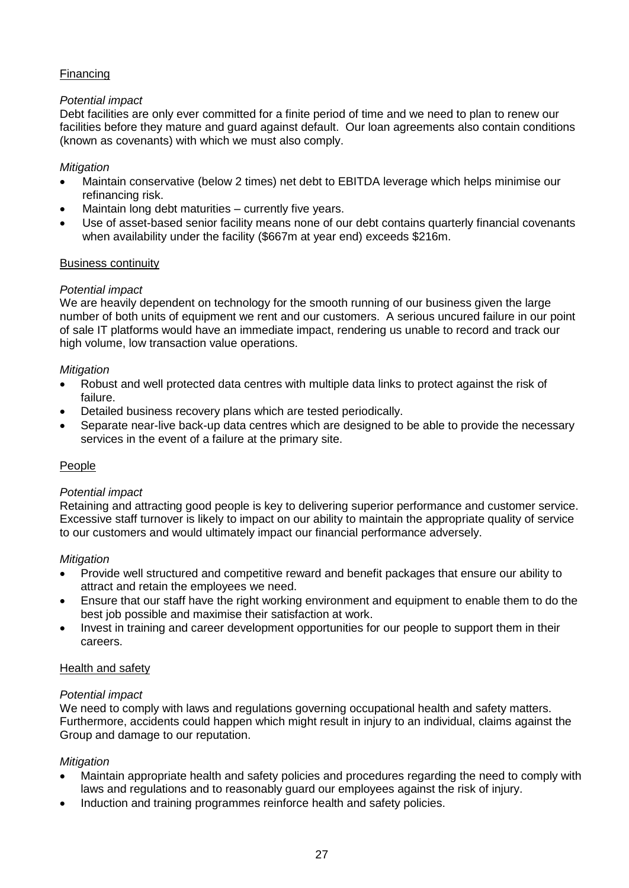### Financing

*Potential impact*

Debt facilities are only ever committed for a finite period of time and we need to plan to renew our facilities before they mature and guard against default. Our loan agreements also contain conditions (known as covenants) with which we must also comply.

*Mitigation*

- Maintain conservative (below 2 times) net debt to EBITDA leverage which helps minimise our refinancing risk.
- Maintain long debt maturities – currently five years.
- Use of asset-based senior facility means none of our debt contains quarterly financial covenants when availability under the facility ($667m at year end) exceeds $216m.

### Business continuity

*Potential impact*

We are heavily dependent on technology for the smooth running of our business given the large number of both units of equipment we rent and our customers. A serious uncured failure in our point of sale IT platforms would have an immediate impact, rendering us unable to record and track our high volume, low transaction value operations.

*Mitigation*

- Robust and well protected data centres with multiple data links to protect against the risk of failure.
- Detailed business recovery plans which are tested periodically.
- Separate near-live back-up data centres which are designed to be able to provide the necessary services in the event of a failure at the primary site.

### People

*Potential impact*

Retaining and attracting good people is key to delivering superior performance and customer service. Excessive staff turnover is likely to impact on our ability to maintain the appropriate quality of service to our customers and would ultimately impact our financial performance adversely.

*Mitigation*

- Provide well structured and competitive reward and benefit packages that ensure our ability to attract and retain the employees we need.
- Ensure that our staff have the right working environment and equipment to enable them to do the best job possible and maximise their satisfaction at work.
- Invest in training and career development opportunities for our people to support them in their careers.

### Health and safety

*Potential impact*

We need to comply with laws and regulations governing occupational health and safety matters. Furthermore, accidents could happen which might result in injury to an individual, claims against the Group and damage to our reputation.

*Mitigation*

- Maintain appropriate health and safety policies and procedures regarding the need to comply with laws and regulations and to reasonably guard our employees against the risk of injury.
- Induction and training programmes reinforce health and safety policies.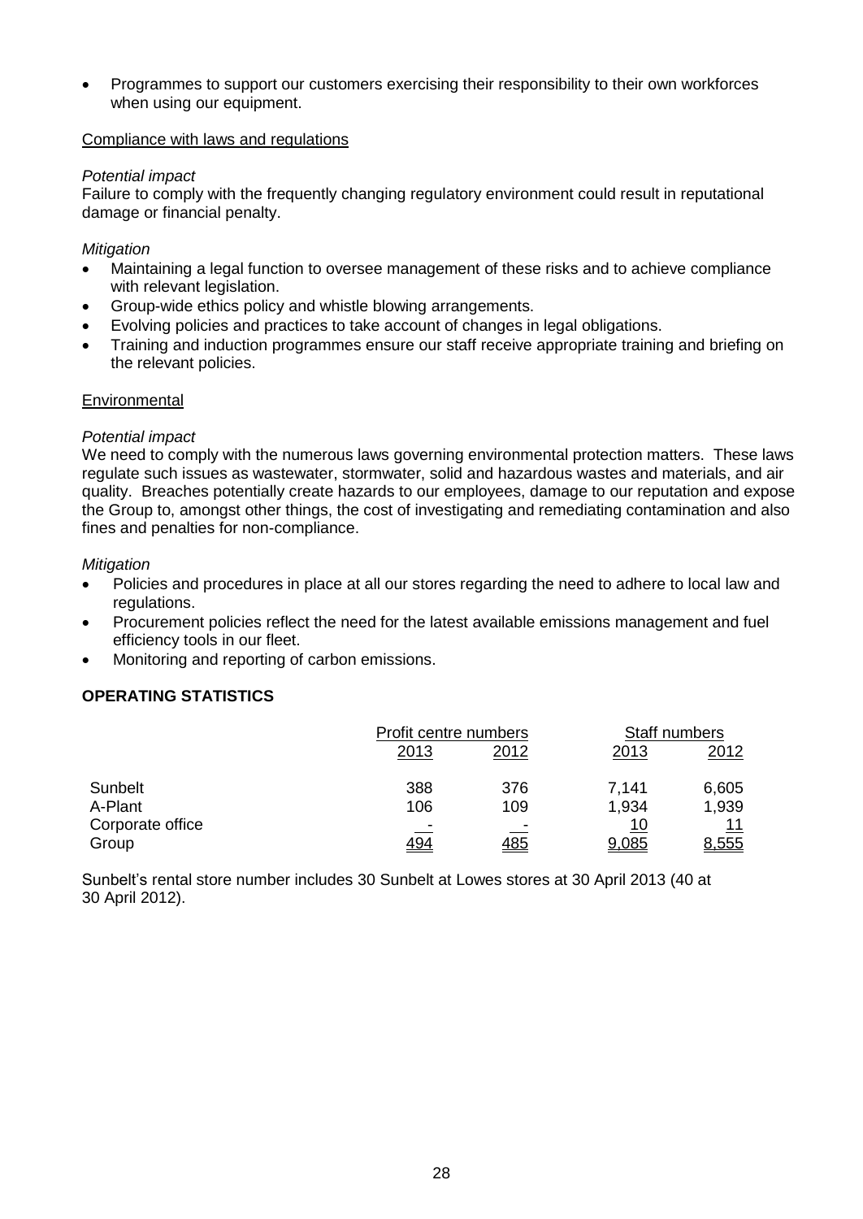- Programmes to support our customers exercising their responsibility to their own workforces when using our equipment.

Compliance with laws and regulations

*Potential impact*

Failure to comply with the frequently changing regulatory environment could result in reputational damage or financial penalty.

*Mitigation*

- Maintaining a legal function to oversee management of these risks and to achieve compliance with relevant legislation.
- Group-wide ethics policy and whistle blowing arrangements.
- Evolving policies and practices to take account of changes in legal obligations.
- Training and induction programmes ensure our staff receive appropriate training and briefing on the relevant policies.

Environmental

*Potential impact*

We need to comply with the numerous laws governing environmental protection matters. These laws regulate such issues as wastewater, stormwater, solid and hazardous wastes and materials, and air quality. Breaches potentially create hazards to our employees, damage to our reputation and expose the Group to, amongst other things, the cost of investigating and remediating contamination and also fines and penalties for non-compliance.

*Mitigation*

- Policies and procedures in place at all our stores regarding the need to adhere to local law and regulations.
- Procurement policies reflect the need for the latest available emissions management and fuel efficiency tools in our fleet.
- Monitoring and reporting of carbon emissions.

**OPERATING STATISTICS**

| | Profit centre numbers | | Staff numbers | |
|---|---|---|---|---|
| | 2013 | 2012 | 2013 | 2012 |
| Sunbelt | 388 | 376 | 7,141 | 6,605 |
| A-Plant | 106 | 109 | 1,934 | 1,939 |
| Corporate office | - | - | 10 | 11 |
| Group | 494 | 485 | 9,085 | 8,555 |

Sunbelt's rental store number includes 30 Sunbelt at Lowes stores at 30 April 2013 (40 at 30 April 2012).